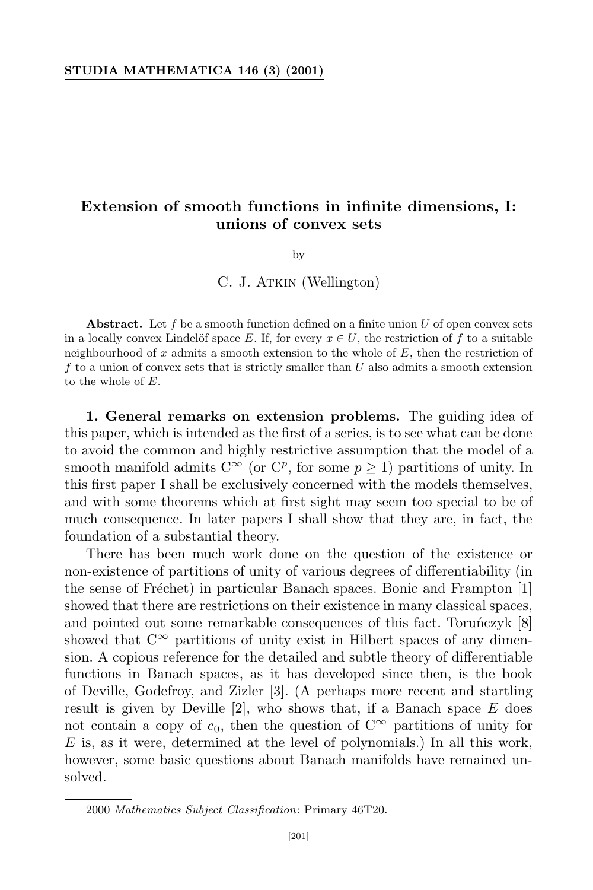# Extension of smooth functions in infinite dimensions, I: unions of convex sets

by

C. J. Atkin (Wellington)

**Abstract.** Let $f$ be a smooth function defined on a finite union $U$ of open convex sets in a locally convex Lindelöf space $E$. If, for every $x \in U$, the restriction of $f$ to a suitable neighbourhood of $x$ admits a smooth extension to the whole of $E$, then the restriction of $f$ to a union of convex sets that is strictly smaller than $U$ also admits a smooth extension to the whole of $E$.

**1. General remarks on extension problems.** The guiding idea of this paper, which is intended as the first of a series, is to see what can be done to avoid the common and highly restrictive assumption that the model of a smooth manifold admits $C^\infty$ (or $C^p$, for some $p \geq 1$) partitions of unity. In this first paper I shall be exclusively concerned with the models themselves, and with some theorems which at first sight may seem too special to be of much consequence. In later papers I shall show that they are, in fact, the foundation of a substantial theory.

There has been much work done on the question of the existence or non-existence of partitions of unity of various degrees of differentiability (in the sense of Fréchet) in particular Banach spaces. Bonic and Frampton [1] showed that there are restrictions on their existence in many classical spaces, and pointed out some remarkable consequences of this fact. Toruńczyk [8] showed that $C^\infty$ partitions of unity exist in Hilbert spaces of any dimension. A copious reference for the detailed and subtle theory of differentiable functions in Banach spaces, as it has developed since then, is the book of Deville, Godefroy, and Zizler [3]. (A perhaps more recent and startling result is given by Deville [2], who shows that, if a Banach space $E$ does not contain a copy of $c_0$, then the question of $C^\infty$ partitions of unity for $E$ is, as it were, determined at the level of polynomials.) In all this work, however, some basic questions about Banach manifolds have remained unsolved.

2000 *Mathematics Subject Classification*: Primary 46T20.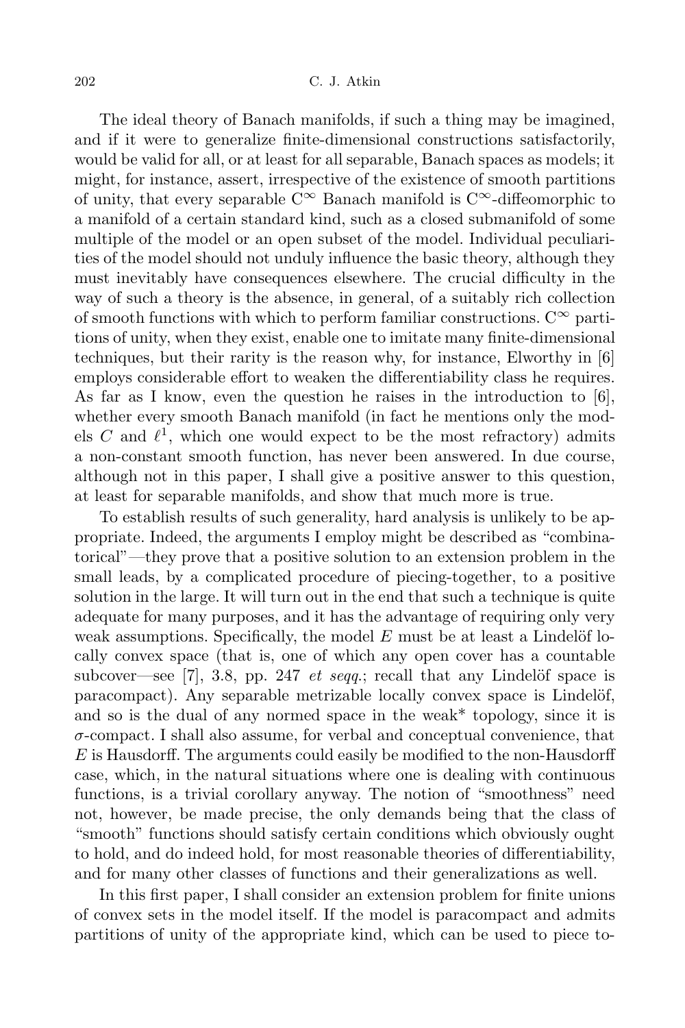The ideal theory of Banach manifolds, if such a thing may be imagined, and if it were to generalize finite-dimensional constructions satisfactorily, would be valid for all, or at least for all separable, Banach spaces as models; it might, for instance, assert, irrespective of the existence of smooth partitions of unity, that every separable $C^\infty$ Banach manifold is $C^\infty$-diffeomorphic to a manifold of a certain standard kind, such as a closed submanifold of some multiple of the model or an open subset of the model. Individual peculiarities of the model should not unduly influence the basic theory, although they must inevitably have consequences elsewhere. The crucial difficulty in the way of such a theory is the absence, in general, of a suitably rich collection of smooth functions with which to perform familiar constructions. $C^\infty$ partitions of unity, when they exist, enable one to imitate many finite-dimensional techniques, but their rarity is the reason why, for instance, Elworthy in [6] employs considerable effort to weaken the differentiability class he requires. As far as I know, even the question he raises in the introduction to [6], whether every smooth Banach manifold (in fact he mentions only the models $C$ and $\ell^1$, which one would expect to be the most refractory) admits a non-constant smooth function, has never been answered. In due course, although not in this paper, I shall give a positive answer to this question, at least for separable manifolds, and show that much more is true.

To establish results of such generality, hard analysis is unlikely to be appropriate. Indeed, the arguments I employ might be described as "combinatorical"—they prove that a positive solution to an extension problem in the small leads, by a complicated procedure of piecing-together, to a positive solution in the large. It will turn out in the end that such a technique is quite adequate for many purposes, and it has the advantage of requiring only very weak assumptions. Specifically, the model $E$ must be at least a Lindelöf locally convex space (that is, one of which any open cover has a countable subcover—see [7], 3.8, pp. 247 *et seqq.*; recall that any Lindelöf space is paracompact). Any separable metrizable locally convex space is Lindelöf, and so is the dual of any normed space in the weak* topology, since it is $\sigma$-compact. I shall also assume, for verbal and conceptual convenience, that $E$ is Hausdorff. The arguments could easily be modified to the non-Hausdorff case, which, in the natural situations where one is dealing with continuous functions, is a trivial corollary anyway. The notion of "smoothness" need not, however, be made precise, the only demands being that the class of "smooth" functions should satisfy certain conditions which obviously ought to hold, and do indeed hold, for most reasonable theories of differentiability, and for many other classes of functions and their generalizations as well.

In this first paper, I shall consider an extension problem for finite unions of convex sets in the model itself. If the model is paracompact and admits partitions of unity of the appropriate kind, which can be used to piece to-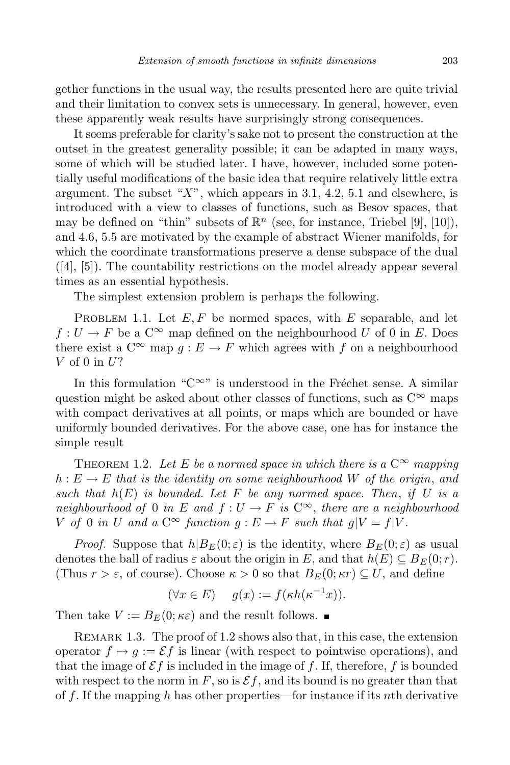gether functions in the usual way, the results presented here are quite trivial and their limitation to convex sets is unnecessary. In general, however, even these apparently weak results have surprisingly strong consequences.

It seems preferable for clarity's sake not to present the construction at the outset in the greatest generality possible; it can be adapted in many ways, some of which will be studied later. I have, however, included some potentially useful modifications of the basic idea that require relatively little extra argument. The subset "$X$", which appears in 3.1, 4.2, 5.1 and elsewhere, is introduced with a view to classes of functions, such as Besov spaces, that may be defined on "thin" subsets of $\mathbb{R}^n$ (see, for instance, Triebel [9], [10]), and 4.6, 5.5 are motivated by the example of abstract Wiener manifolds, for which the coordinate transformations preserve a dense subspace of the dual ([4], [5]). The countability restrictions on the model already appear several times as an essential hypothesis.

The simplest extension problem is perhaps the following.

Problem 1.1. Let $E, F$ be normed spaces, with $E$ separable, and let $f : U \to F$ be a $\mathrm{C}^\infty$ map defined on the neighbourhood $U$ of 0 in $E$. Does there exist a $\mathrm{C}^\infty$ map $g : E \to F$ which agrees with $f$ on a neighbourhood $V$ of 0 in $U$?

In this formulation "$\mathrm{C}^\infty$" is understood in the Fréchet sense. A similar question might be asked about other classes of functions, such as $\mathrm{C}^\infty$ maps with compact derivatives at all points, or maps which are bounded or have uniformly bounded derivatives. For the above case, one has for instance the simple result

Theorem 1.2. *Let $E$ be a normed space in which there is a $\mathrm{C}^\infty$ mapping $h : E \to E$ that is the identity on some neighbourhood $W$ of the origin, and such that $h(E)$ is bounded. Let $F$ be any normed space. Then, if $U$ is a neighbourhood of 0 in $E$ and $f : U \to F$ is $\mathrm{C}^\infty$, there are a neighbourhood $V$ of 0 in $U$ and a $\mathrm{C}^\infty$ function $g : E \to F$ such that $g|V = f|V$.*

*Proof.* Suppose that $h|B_E(0;\varepsilon)$ is the identity, where $B_E(0;\varepsilon)$ as usual denotes the ball of radius $\varepsilon$ about the origin in $E$, and that $h(E) \subseteq B_E(0;r)$. (Thus $r > \varepsilon$, of course). Choose $\kappa > 0$ so that $B_E(0;\kappa r) \subseteq U$, and define

$$(\forall x \in E) \quad g(x) := f(\kappa h(\kappa^{-1}x)).$$

Then take $V := B_E(0;\kappa\varepsilon)$ and the result follows. ∎

Remark 1.3. The proof of 1.2 shows also that, in this case, the extension operator $f \mapsto g := \mathcal{E}f$ is linear (with respect to pointwise operations), and that the image of $\mathcal{E}f$ is included in the image of $f$. If, therefore, $f$ is bounded with respect to the norm in $F$, so is $\mathcal{E}f$, and its bound is no greater than that of $f$. If the mapping $h$ has other properties—for instance if its $n$th derivative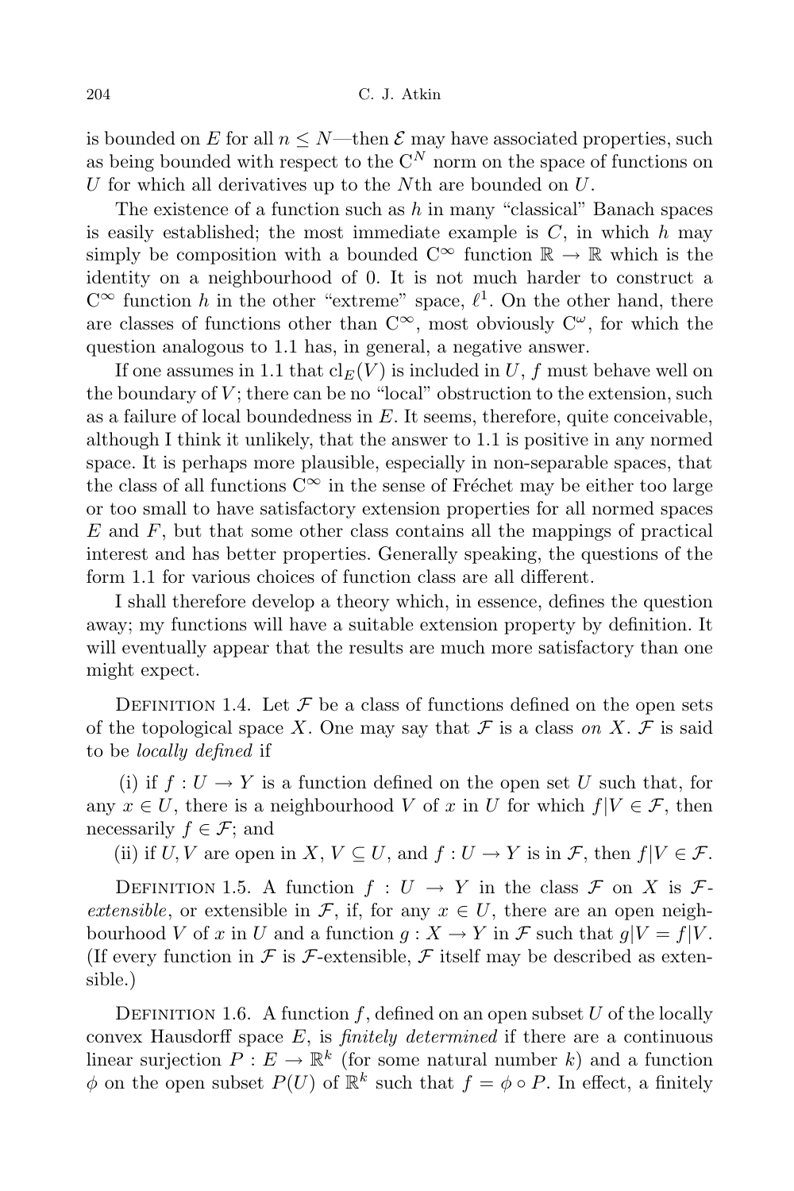is bounded on $E$ for all $n \leq N$—then $\mathcal{E}$ may have associated properties, such as being bounded with respect to the $C^N$ norm on the space of functions on $U$ for which all derivatives up to the $N$th are bounded on $U$.

The existence of a function such as $h$ in many "classical" Banach spaces is easily established; the most immediate example is $C$, in which $h$ may simply be composition with a bounded $C^\infty$ function $\mathbb{R} \to \mathbb{R}$ which is the identity on a neighbourhood of 0. It is not much harder to construct a $C^\infty$ function $h$ in the other "extreme" space, $\ell^1$. On the other hand, there are classes of functions other than $C^\infty$, most obviously $C^\omega$, for which the question analogous to 1.1 has, in general, a negative answer.

If one assumes in 1.1 that $\mathrm{cl}_E(V)$ is included in $U$, $f$ must behave well on the boundary of $V$; there can be no "local" obstruction to the extension, such as a failure of local boundedness in $E$. It seems, therefore, quite conceivable, although I think it unlikely, that the answer to 1.1 is positive in any normed space. It is perhaps more plausible, especially in non-separable spaces, that the class of all functions $C^\infty$ in the sense of Fréchet may be either too large or too small to have satisfactory extension properties for all normed spaces $E$ and $F$, but that some other class contains all the mappings of practical interest and has better properties. Generally speaking, the questions of the form 1.1 for various choices of function class are all different.

I shall therefore develop a theory which, in essence, defines the question away; my functions will have a suitable extension property by definition. It will eventually appear that the results are much more satisfactory than one might expect.

Definition 1.4. Let $\mathcal{F}$ be a class of functions defined on the open sets of the topological space $X$. One may say that $\mathcal{F}$ is a class *on* $X$. $\mathcal{F}$ is said to be *locally defined* if

(i) if $f : U \to Y$ is a function defined on the open set $U$ such that, for any $x \in U$, there is a neighbourhood $V$ of $x$ in $U$ for which $f|V \in \mathcal{F}$, then necessarily $f \in \mathcal{F}$; and

(ii) if $U, V$ are open in $X$, $V \subseteq U$, and $f : U \to Y$ is in $\mathcal{F}$, then $f|V \in \mathcal{F}$.

Definition 1.5. A function $f : U \to Y$ in the class $\mathcal{F}$ on $X$ is *$\mathcal{F}$-extensible*, or extensible in $\mathcal{F}$, if, for any $x \in U$, there are an open neighbourhood $V$ of $x$ in $U$ and a function $g : X \to Y$ in $\mathcal{F}$ such that $g|V = f|V$. (If every function in $\mathcal{F}$ is $\mathcal{F}$-extensible, $\mathcal{F}$ itself may be described as extensible.)

Definition 1.6. A function $f$, defined on an open subset $U$ of the locally convex Hausdorff space $E$, is *finitely determined* if there are a continuous linear surjection $P : E \to \mathbb{R}^k$ (for some natural number $k$) and a function $\phi$ on the open subset $P(U)$ of $\mathbb{R}^k$ such that $f = \phi \circ P$. In effect, a finitely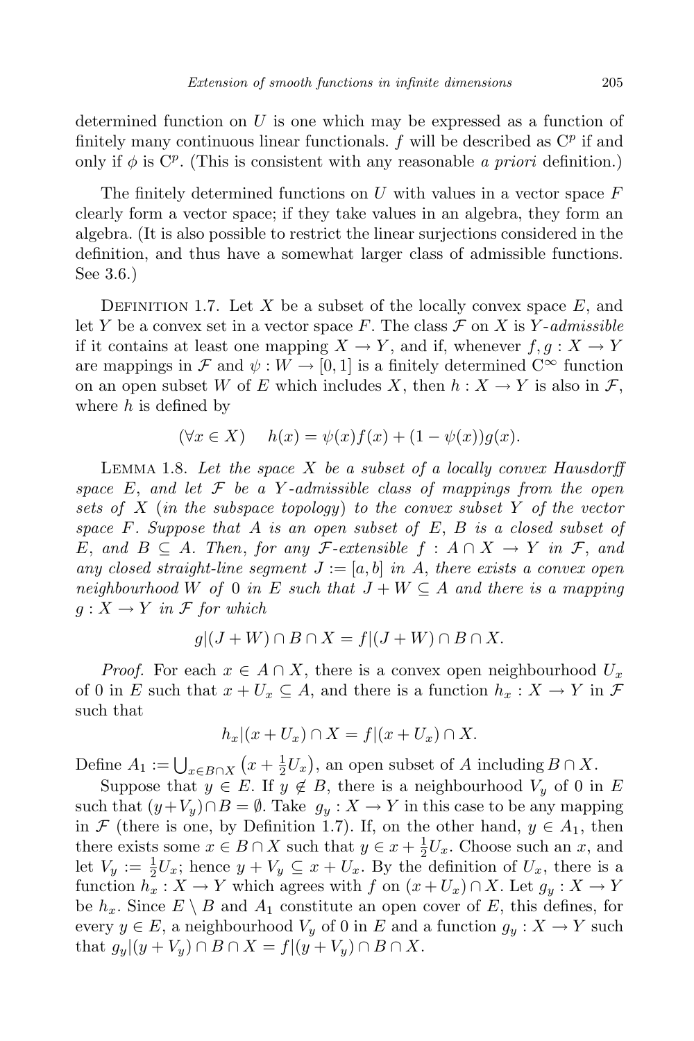determined function on $U$ is one which may be expressed as a function of finitely many continuous linear functionals. $f$ will be described as $\mathrm{C}^p$ if and only if $\phi$ is $\mathrm{C}^p$. (This is consistent with any reasonable *a priori* definition.)

The finitely determined functions on $U$ with values in a vector space $F$ clearly form a vector space; if they take values in an algebra, they form an algebra. (It is also possible to restrict the linear surjections considered in the definition, and thus have a somewhat larger class of admissible functions. See 3.6.)

Definition 1.7. Let $X$ be a subset of the locally convex space $E$, and let $Y$ be a convex set in a vector space $F$. The class $\mathcal{F}$ on $X$ is *$Y$-admissible* if it contains at least one mapping $X \to Y$, and if, whenever $f, g : X \to Y$ are mappings in $\mathcal{F}$ and $\psi : W \to [0,1]$ is a finitely determined $\mathrm{C}^\infty$ function on an open subset $W$ of $E$ which includes $X$, then $h : X \to Y$ is also in $\mathcal{F}$, where $h$ is defined by

$$(\forall x \in X) \quad h(x) = \psi(x)f(x) + (1 - \psi(x))g(x).$$

Lemma 1.8. *Let the space $X$ be a subset of a locally convex Hausdorff space $E$, and let $\mathcal{F}$ be a $Y$-admissible class of mappings from the open sets of $X$ (in the subspace topology) to the convex subset $Y$ of the vector space $F$. Suppose that $A$ is an open subset of $E$, $B$ is a closed subset of $E$, and $B \subseteq A$. Then, for any $\mathcal{F}$-extensible $f : A \cap X \to Y$ in $\mathcal{F}$, and any closed straight-line segment $J := [a,b]$ in $A$, there exists a convex open neighbourhood $W$ of $0$ in $E$ such that $J + W \subseteq A$ and there is a mapping $g : X \to Y$ in $\mathcal{F}$ for which*

$$g|(J + W) \cap B \cap X = f|(J + W) \cap B \cap X.$$

*Proof.* For each $x \in A \cap X$, there is a convex open neighbourhood $U_x$ of $0$ in $E$ such that $x + U_x \subseteq A$, and there is a function $h_x : X \to Y$ in $\mathcal{F}$ such that

$$h_x|(x + U_x) \cap X = f|(x + U_x) \cap X.$$

Define $A_1 := \bigcup_{x \in B \cap X} \left(x + \frac{1}{2}U_x\right)$, an open subset of $A$ including $B \cap X$.

Suppose that $y \in E$. If $y \notin B$, there is a neighbourhood $V_y$ of $0$ in $E$ such that $(y + V_y) \cap B = \emptyset$. Take $g_y : X \to Y$ in this case to be any mapping in $\mathcal{F}$ (there is one, by Definition 1.7). If, on the other hand, $y \in A_1$, then there exists some $x \in B \cap X$ such that $y \in x + \frac{1}{2}U_x$. Choose such an $x$, and let $V_y := \frac{1}{2}U_x$; hence $y + V_y \subseteq x + U_x$. By the definition of $U_x$, there is a function $h_x : X \to Y$ which agrees with $f$ on $(x + U_x) \cap X$. Let $g_y : X \to Y$ be $h_x$. Since $E \setminus B$ and $A_1$ constitute an open cover of $E$, this defines, for every $y \in E$, a neighbourhood $V_y$ of $0$ in $E$ and a function $g_y : X \to Y$ such that $g_y|(y + V_y) \cap B \cap X = f|(y + V_y) \cap B \cap X$.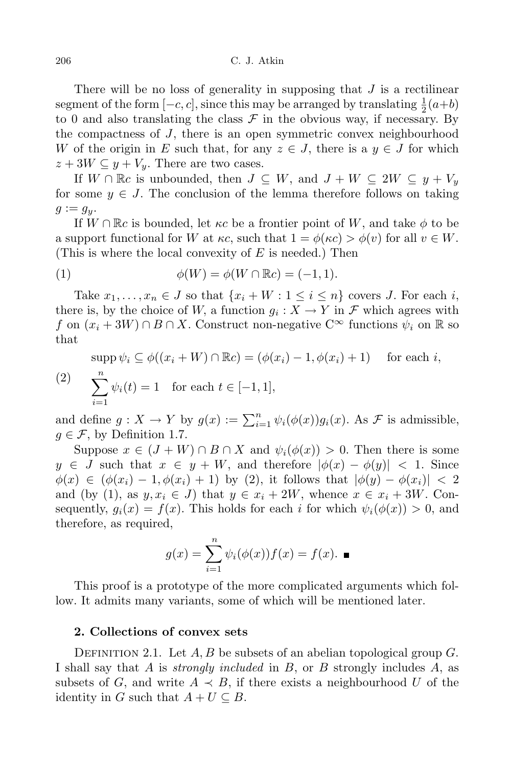There will be no loss of generality in supposing that $J$ is a rectilinear segment of the form $[-c, c]$, since this may be arranged by translating $\frac{1}{2}(a+b)$ to 0 and also translating the class $\mathcal{F}$ in the obvious way, if necessary. By the compactness of $J$, there is an open symmetric convex neighbourhood $W$ of the origin in $E$ such that, for any $z \in J$, there is a $y \in J$ for which $z + 3W \subseteq y + V_y$. There are two cases.

If $W \cap \mathbb{R}c$ is unbounded, then $J \subseteq W$, and $J + W \subseteq 2W \subseteq y + V_y$ for some $y \in J$. The conclusion of the lemma therefore follows on taking $g := g_y$.

If $W \cap \mathbb{R}c$ is bounded, let $\kappa c$ be a frontier point of $W$, and take $\phi$ to be a support functional for $W$ at $\kappa c$, such that $1 = \phi(\kappa c) > \phi(v)$ for all $v \in W$. (This is where the local convexity of $E$ is needed.) Then

$$\phi(W) = \phi(W \cap \mathbb{R}c) = (-1, 1). \tag{1}$$

Take $x_1, \ldots, x_n \in J$ so that $\{x_i + W : 1 \leq i \leq n\}$ covers $J$. For each $i$, there is, by the choice of $W$, a function $g_i : X \to Y$ in $\mathcal{F}$ which agrees with $f$ on $(x_i + 3W) \cap B \cap X$. Construct non-negative $\mathrm{C}^\infty$ functions $\psi_i$ on $\mathbb{R}$ so that

$$\begin{aligned} &\operatorname{supp} \psi_i \subseteq \phi((x_i + W) \cap \mathbb{R}c) = (\phi(x_i) - 1, \phi(x_i) + 1) \quad \text{for each } i, \\ &\sum_{i=1}^{n} \psi_i(t) = 1 \quad \text{for each } t \in [-1, 1], \end{aligned} \tag{2}$$

and define $g : X \to Y$ by $g(x) := \sum_{i=1}^{n} \psi_i(\phi(x)) g_i(x)$. As $\mathcal{F}$ is admissible, $g \in \mathcal{F}$, by Definition 1.7.

Suppose $x \in (J + W) \cap B \cap X$ and $\psi_i(\phi(x)) > 0$. Then there is some $y \in J$ such that $x \in y + W$, and therefore $|\phi(x) - \phi(y)| < 1$. Since $\phi(x) \in (\phi(x_i) - 1, \phi(x_i) + 1)$ by (2), it follows that $|\phi(y) - \phi(x_i)| < 2$ and (by (1), as $y, x_i \in J$) that $y \in x_i + 2W$, whence $x \in x_i + 3W$. Consequently, $g_i(x) = f(x)$. This holds for each $i$ for which $\psi_i(\phi(x)) > 0$, and therefore, as required,

$$g(x) = \sum_{i=1}^{n} \psi_i(\phi(x)) f(x) = f(x). \ \blacksquare$$

This proof is a prototype of the more complicated arguments which follow. It admits many variants, some of which will be mentioned later.

## 2. Collections of convex sets

Definition 2.1. Let $A, B$ be subsets of an abelian topological group $G$. I shall say that $A$ is *strongly included* in $B$, or $B$ strongly includes $A$, as subsets of $G$, and write $A \prec B$, if there exists a neighbourhood $U$ of the identity in $G$ such that $A + U \subseteq B$.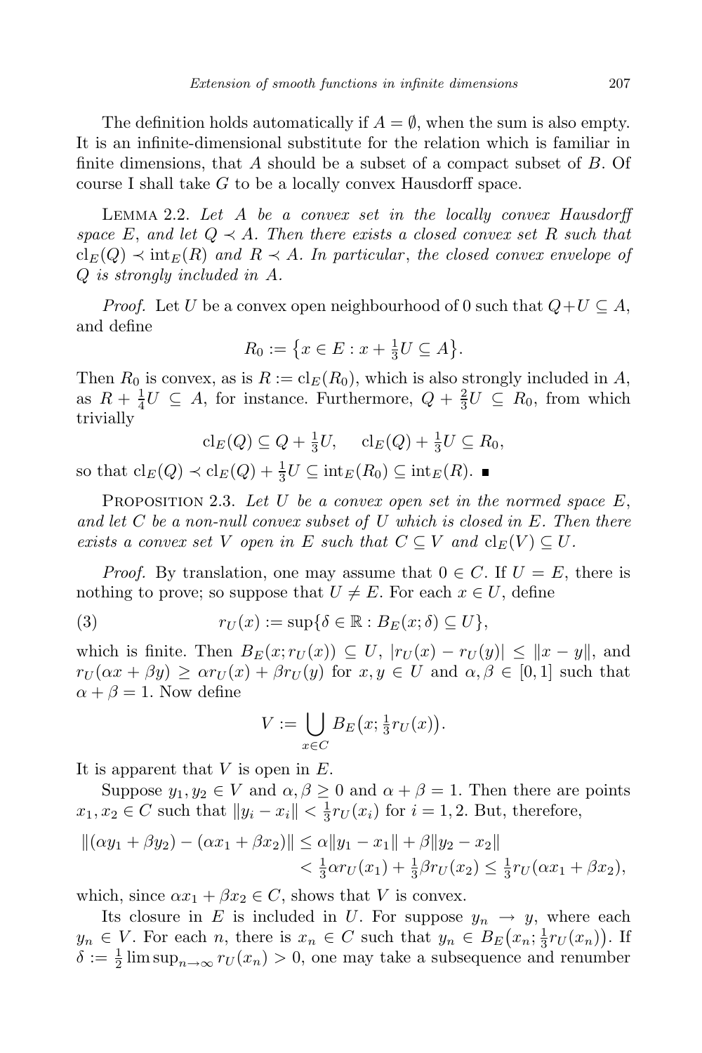The definition holds automatically if $A = \emptyset$, when the sum is also empty. It is an infinite-dimensional substitute for the relation which is familiar in finite dimensions, that $A$ should be a subset of a compact subset of $B$. Of course I shall take $G$ to be a locally convex Hausdorff space.

LEMMA 2.2. *Let $A$ be a convex set in the locally convex Hausdorff space $E$, and let $Q \prec A$. Then there exists a closed convex set $R$ such that $\mathrm{cl}_E(Q) \prec \mathrm{int}_E(R)$ and $R \prec A$. In particular, the closed convex envelope of $Q$ is strongly included in $A$.*

*Proof.* Let $U$ be a convex open neighbourhood of 0 such that $Q + U \subseteq A$, and define

$$R_0 := \{x \in E : x + \tfrac{1}{3}U \subseteq A\}.$$

Then $R_0$ is convex, as is $R := \mathrm{cl}_E(R_0)$, which is also strongly included in $A$, as $R + \frac{1}{4}U \subseteq A$, for instance. Furthermore, $Q + \frac{2}{3}U \subseteq R_0$, from which trivially

$$\mathrm{cl}_E(Q) \subseteq Q + \tfrac{1}{3}U, \quad \mathrm{cl}_E(Q) + \tfrac{1}{3}U \subseteq R_0,$$

so that $\mathrm{cl}_E(Q) \prec \mathrm{cl}_E(Q) + \frac{1}{3}U \subseteq \mathrm{int}_E(R_0) \subseteq \mathrm{int}_E(R)$. ∎

PROPOSITION 2.3. *Let $U$ be a convex open set in the normed space $E$, and let $C$ be a non-null convex subset of $U$ which is closed in $E$. Then there exists a convex set $V$ open in $E$ such that $C \subseteq V$ and $\mathrm{cl}_E(V) \subseteq U$.*

*Proof.* By translation, one may assume that $0 \in C$. If $U = E$, there is nothing to prove; so suppose that $U \neq E$. For each $x \in U$, define

$$r_U(x) := \sup\{\delta \in \mathbb{R} : B_E(x;\delta) \subseteq U\}, \tag{3}$$

which is finite. Then $B_E(x; r_U(x)) \subseteq U$, $|r_U(x) - r_U(y)| \leq \|x - y\|$, and $r_U(\alpha x + \beta y) \geq \alpha r_U(x) + \beta r_U(y)$ for $x, y \in U$ and $\alpha, \beta \in [0,1]$ such that $\alpha + \beta = 1$. Now define

$$V := \bigcup_{x \in C} B_E\big(x; \tfrac{1}{3} r_U(x)\big).$$

It is apparent that $V$ is open in $E$.

Suppose $y_1, y_2 \in V$ and $\alpha, \beta \geq 0$ and $\alpha + \beta = 1$. Then there are points $x_1, x_2 \in C$ such that $\|y_i - x_i\| < \frac{1}{3} r_U(x_i)$ for $i = 1, 2$. But, therefore,

$$\begin{aligned}\|(\alpha y_1 + \beta y_2) - (\alpha x_1 + \beta x_2)\| &\leq \alpha\|y_1 - x_1\| + \beta\|y_2 - x_2\| \\ &< \tfrac{1}{3}\alpha r_U(x_1) + \tfrac{1}{3}\beta r_U(x_2) \leq \tfrac{1}{3} r_U(\alpha x_1 + \beta x_2),\end{aligned}$$

which, since $\alpha x_1 + \beta x_2 \in C$, shows that $V$ is convex.

Its closure in $E$ is included in $U$. For suppose $y_n \to y$, where each $y_n \in V$. For each $n$, there is $x_n \in C$ such that $y_n \in B_E\big(x_n; \frac{1}{3} r_U(x_n)\big)$. If $\delta := \frac{1}{2} \limsup_{n\to\infty} r_U(x_n) > 0$, one may take a subsequence and renumber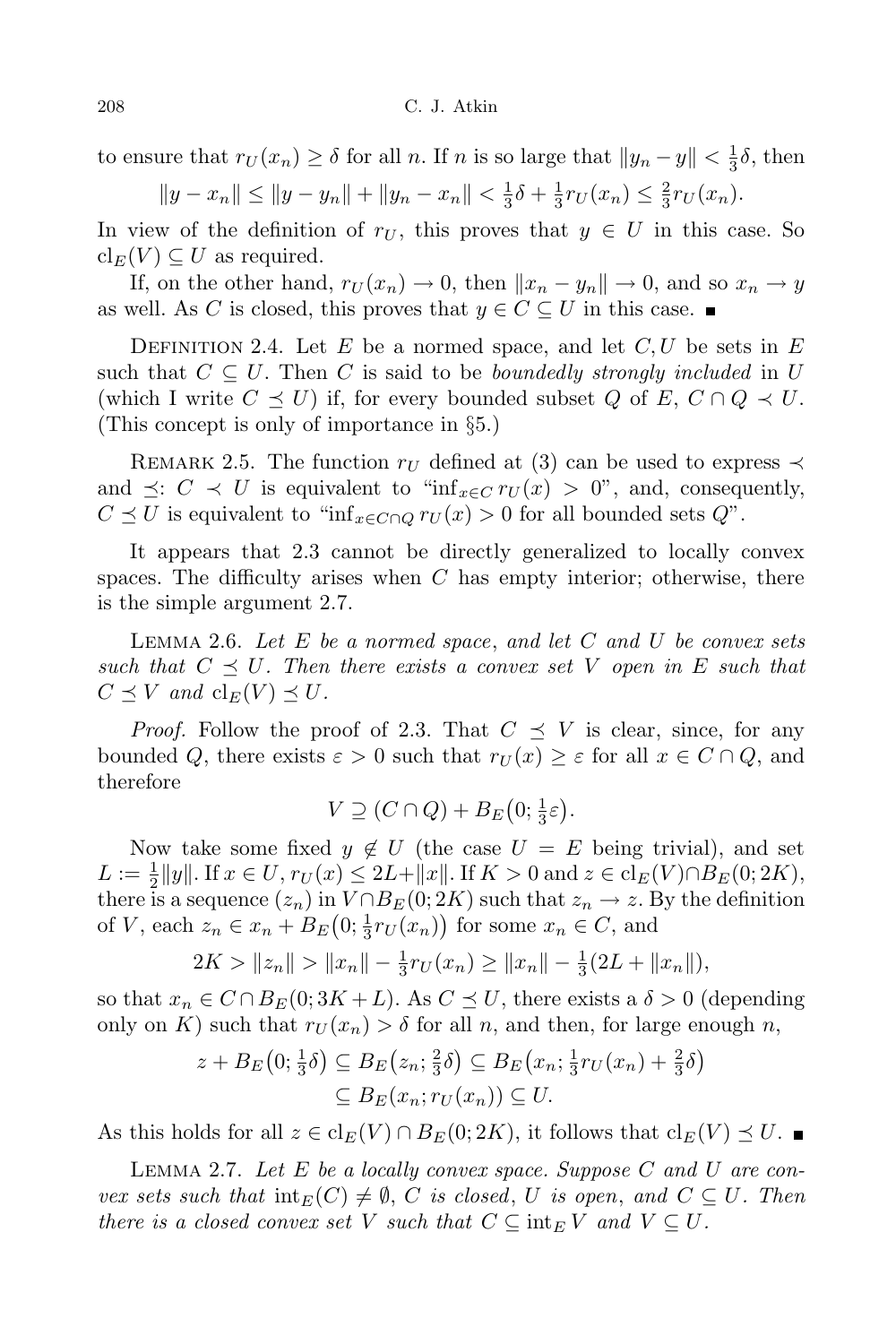to ensure that $r_U(x_n) \geq \delta$ for all $n$. If $n$ is so large that $\|y_n - y\| < \frac{1}{3}\delta$, then

$$\|y - x_n\| \leq \|y - y_n\| + \|y_n - x_n\| < \tfrac{1}{3}\delta + \tfrac{1}{3}r_U(x_n) \leq \tfrac{2}{3}r_U(x_n).$$

In view of the definition of $r_U$, this proves that $y \in U$ in this case. So $\mathrm{cl}_E(V) \subseteq U$ as required.

If, on the other hand, $r_U(x_n) \to 0$, then $\|x_n - y_n\| \to 0$, and so $x_n \to y$ as well. As $C$ is closed, this proves that $y \in C \subseteq U$ in this case. ∎

Definition 2.4. Let $E$ be a normed space, and let $C, U$ be sets in $E$ such that $C \subseteq U$. Then $C$ is said to be *boundedly strongly included* in $U$ (which I write $C \preceq U$) if, for every bounded subset $Q$ of $E$, $C \cap Q \prec U$. (This concept is only of importance in §5.)

Remark 2.5. The function $r_U$ defined at (3) can be used to express $\prec$ and $\preceq$: $C \prec U$ is equivalent to "$\inf_{x\in C} r_U(x) > 0$", and, consequently, $C \preceq U$ is equivalent to "$\inf_{x\in C\cap Q} r_U(x) > 0$ for all bounded sets $Q$".

It appears that 2.3 cannot be directly generalized to locally convex spaces. The difficulty arises when $C$ has empty interior; otherwise, there is the simple argument 2.7.

Lemma 2.6. *Let $E$ be a normed space, and let $C$ and $U$ be convex sets such that $C \preceq U$. Then there exists a convex set $V$ open in $E$ such that $C \preceq V$ and $\mathrm{cl}_E(V) \preceq U$.*

*Proof.* Follow the proof of 2.3. That $C \preceq V$ is clear, since, for any bounded $Q$, there exists $\varepsilon > 0$ such that $r_U(x) \geq \varepsilon$ for all $x \in C \cap Q$, and therefore

$$V \supseteq (C \cap Q) + B_E\big(0; \tfrac{1}{3}\varepsilon\big).$$

Now take some fixed $y \notin U$ (the case $U = E$ being trivial), and set $L := \frac{1}{2}\|y\|$. If $x \in U$, $r_U(x) \leq 2L + \|x\|$. If $K > 0$ and $z \in \mathrm{cl}_E(V) \cap B_E(0; 2K)$, there is a sequence $(z_n)$ in $V \cap B_E(0; 2K)$ such that $z_n \to z$. By the definition of $V$, each $z_n \in x_n + B_E\big(0; \frac{1}{3}r_U(x_n)\big)$ for some $x_n \in C$, and

$$2K > \|z_n\| > \|x_n\| - \tfrac{1}{3}r_U(x_n) \geq \|x_n\| - \tfrac{1}{3}(2L + \|x_n\|),$$

so that $x_n \in C \cap B_E(0; 3K + L)$. As $C \preceq U$, there exists a $\delta > 0$ (depending only on $K$) such that $r_U(x_n) > \delta$ for all $n$, and then, for large enough $n$,

$$\begin{aligned} z + B_E\big(0; \tfrac{1}{3}\delta\big) &\subseteq B_E\big(z_n; \tfrac{2}{3}\delta\big) \subseteq B_E\big(x_n; \tfrac{1}{3}r_U(x_n) + \tfrac{2}{3}\delta\big) \\ &\subseteq B_E(x_n; r_U(x_n)) \subseteq U. \end{aligned}$$

As this holds for all $z \in \mathrm{cl}_E(V) \cap B_E(0; 2K)$, it follows that $\mathrm{cl}_E(V) \preceq U$. ∎

Lemma 2.7. *Let $E$ be a locally convex space. Suppose $C$ and $U$ are convex sets such that $\mathrm{int}_E(C) \neq \emptyset$, $C$ is closed, $U$ is open, and $C \subseteq U$. Then there is a closed convex set $V$ such that $C \subseteq \mathrm{int}_E V$ and $V \subseteq U$.*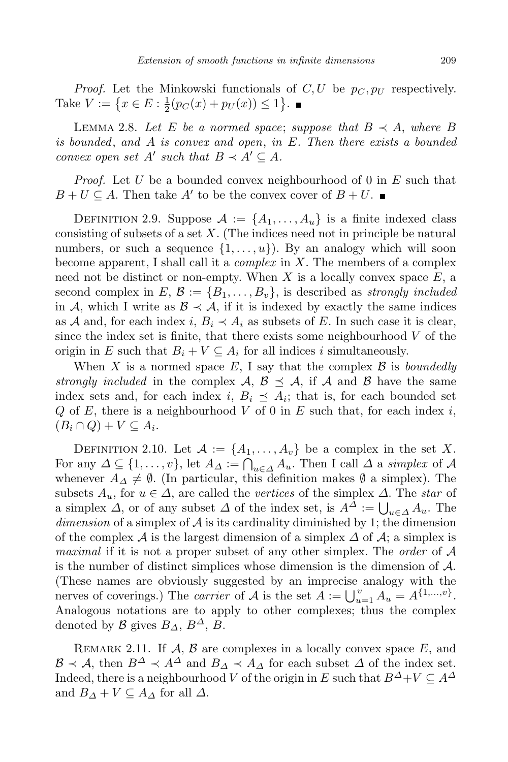*Proof.* Let the Minkowski functionals of $C, U$ be $p_C, p_U$ respectively. Take $V := \{x \in E : \frac{1}{2}(p_C(x) + p_U(x)) \le 1\}$. ■

LEMMA 2.8. *Let $E$ be a normed space*; *suppose that $B \prec A$, where $B$ is bounded*, *and $A$ is convex and open*, *in $E$. Then there exists a bounded convex open set $A'$ such that $B \prec A' \subseteq A$.*

*Proof.* Let $U$ be a bounded convex neighbourhood of 0 in $E$ such that $B + U \subseteq A$. Then take $A'$ to be the convex cover of $B + U$. ■

DEFINITION 2.9. Suppose $\mathcal{A} := \{A_1, \ldots, A_u\}$ is a finite indexed class consisting of subsets of a set $X$. (The indices need not in principle be natural numbers, or such a sequence $\{1, \ldots, u\}$). By an analogy which will soon become apparent, I shall call it a *complex* in $X$. The members of a complex need not be distinct or non-empty. When $X$ is a locally convex space $E$, a second complex in $E$, $\mathcal{B} := \{B_1, \ldots, B_v\}$, is described as *strongly included* in $\mathcal{A}$, which I write as $\mathcal{B} \prec \mathcal{A}$, if it is indexed by exactly the same indices as $\mathcal{A}$ and, for each index $i$, $B_i \prec A_i$ as subsets of $E$. In such case it is clear, since the index set is finite, that there exists some neighbourhood $V$ of the origin in $E$ such that $B_i + V \subseteq A_i$ for all indices $i$ simultaneously.

When $X$ is a normed space $E$, I say that the complex $\mathcal{B}$ is *boundedly strongly included* in the complex $\mathcal{A}$, $\mathcal{B} \preceq \mathcal{A}$, if $\mathcal{A}$ and $\mathcal{B}$ have the same index sets and, for each index $i$, $B_i \preceq A_i$; that is, for each bounded set $Q$ of $E$, there is a neighbourhood $V$ of 0 in $E$ such that, for each index $i$, $(B_i \cap Q) + V \subseteq A_i$.

DEFINITION 2.10. Let $\mathcal{A} := \{A_1, \ldots, A_v\}$ be a complex in the set $X$. For any $\Delta \subseteq \{1, \ldots, v\}$, let $A_\Delta := \bigcap_{u \in \Delta} A_u$. Then I call $\Delta$ a *simplex* of $\mathcal{A}$ whenever $A_\Delta \neq \emptyset$. (In particular, this definition makes $\emptyset$ a simplex). The subsets $A_u$, for $u \in \Delta$, are called the *vertices* of the simplex $\Delta$. The *star* of a simplex $\Delta$, or of any subset $\Delta$ of the index set, is $A^\Delta := \bigcup_{u \in \Delta} A_u$. The *dimension* of a simplex of $\mathcal{A}$ is its cardinality diminished by 1; the dimension of the complex $\mathcal{A}$ is the largest dimension of a simplex $\Delta$ of $\mathcal{A}$; a simplex is *maximal* if it is not a proper subset of any other simplex. The *order* of $\mathcal{A}$ is the number of distinct simplices whose dimension is the dimension of $\mathcal{A}$. (These names are obviously suggested by an imprecise analogy with the nerves of coverings.) The *carrier* of $\mathcal{A}$ is the set $A := \bigcup_{u=1}^{v} A_u = A^{\{1,\ldots,v\}}$. Analogous notations are to apply to other complexes; thus the complex denoted by $\mathcal{B}$ gives $B_\Delta$, $B^\Delta$, $B$.

REMARK 2.11. If $\mathcal{A}$, $\mathcal{B}$ are complexes in a locally convex space $E$, and $\mathcal{B} \prec \mathcal{A}$, then $B^\Delta \prec A^\Delta$ and $B_\Delta \prec A_\Delta$ for each subset $\Delta$ of the index set. Indeed, there is a neighbourhood $V$ of the origin in $E$ such that $B^\Delta + V \subseteq A^\Delta$ and $B_\Delta + V \subseteq A_\Delta$ for all $\Delta$.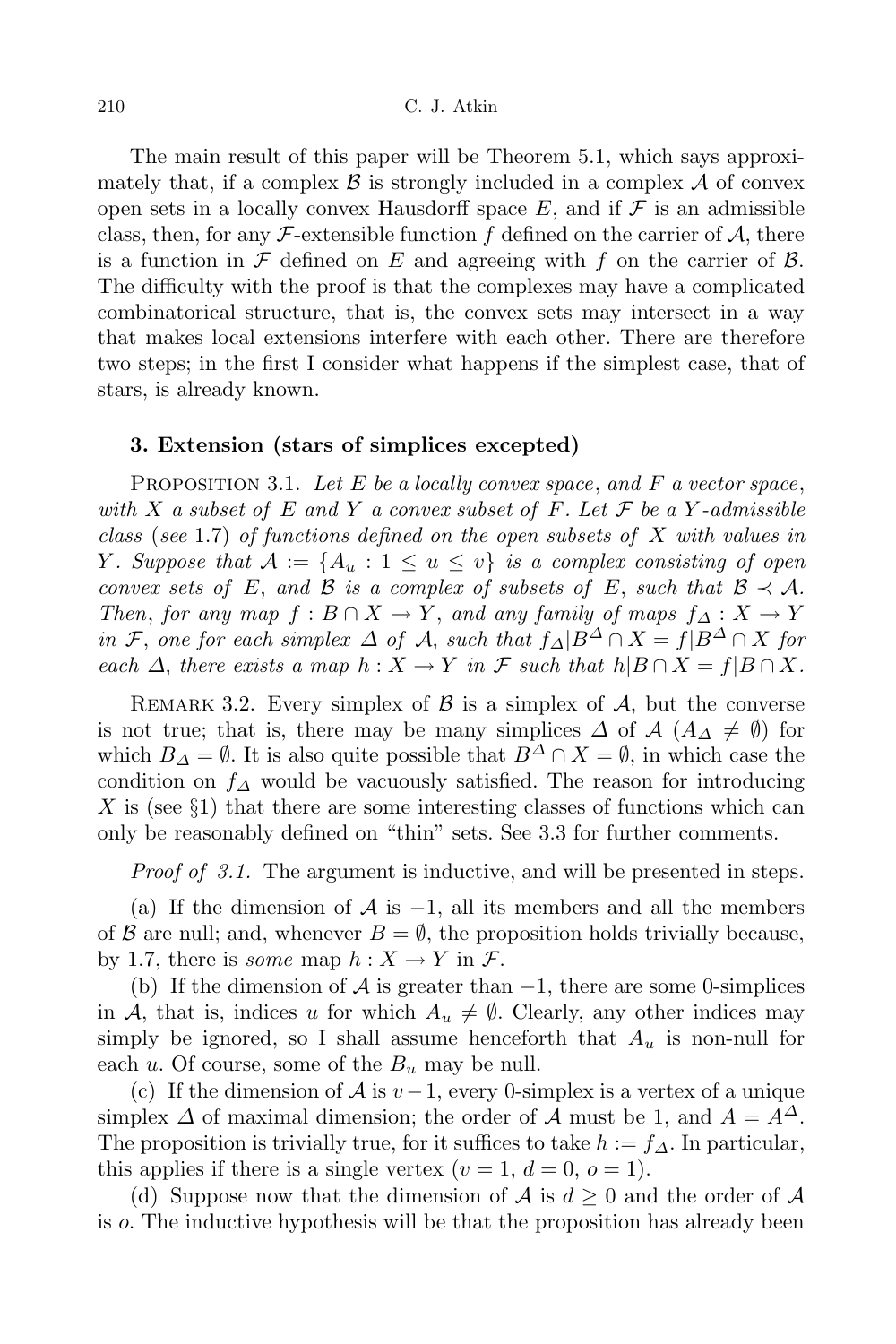The main result of this paper will be Theorem 5.1, which says approximately that, if a complex $\mathcal{B}$ is strongly included in a complex $\mathcal{A}$ of convex open sets in a locally convex Hausdorff space $E$, and if $\mathcal{F}$ is an admissible class, then, for any $\mathcal{F}$-extensible function $f$ defined on the carrier of $\mathcal{A}$, there is a function in $\mathcal{F}$ defined on $E$ and agreeing with $f$ on the carrier of $\mathcal{B}$. The difficulty with the proof is that the complexes may have a complicated combinatorical structure, that is, the convex sets may intersect in a way that makes local extensions interfere with each other. There are therefore two steps; in the first I consider what happens if the simplest case, that of stars, is already known.

### 3. Extension (stars of simplices excepted)

PROPOSITION 3.1. *Let $E$ be a locally convex space, and $F$ a vector space, with $X$ a subset of $E$ and $Y$ a convex subset of $F$. Let $\mathcal{F}$ be a $Y$-admissible class* (*see* 1.7) *of functions defined on the open subsets of $X$ with values in $Y$. Suppose that $\mathcal{A} := \{A_u : 1 \le u \le v\}$ is a complex consisting of open convex sets of $E$, and $\mathcal{B}$ is a complex of subsets of $E$, such that $\mathcal{B} \prec \mathcal{A}$. Then, for any map $f : B \cap X \to Y$, and any family of maps $f_\Delta : X \to Y$ in $\mathcal{F}$, one for each simplex $\Delta$ of $\mathcal{A}$, such that $f_\Delta | B^\Delta \cap X = f | B^\Delta \cap X$ for each $\Delta$, there exists a map $h : X \to Y$ in $\mathcal{F}$ such that $h | B \cap X = f | B \cap X$.*

REMARK 3.2. Every simplex of $\mathcal{B}$ is a simplex of $\mathcal{A}$, but the converse is not true; that is, there may be many simplices $\Delta$ of $\mathcal{A}$ ($A_\Delta \ne \emptyset$) for which $B_\Delta = \emptyset$. It is also quite possible that $B^\Delta \cap X = \emptyset$, in which case the condition on $f_\Delta$ would be vacuously satisfied. The reason for introducing $X$ is (see §1) that there are some interesting classes of functions which can only be reasonably defined on "thin" sets. See 3.3 for further comments.

*Proof of 3.1.* The argument is inductive, and will be presented in steps.

(a) If the dimension of $\mathcal{A}$ is $-1$, all its members and all the members of $\mathcal{B}$ are null; and, whenever $B = \emptyset$, the proposition holds trivially because, by 1.7, there is *some* map $h : X \to Y$ in $\mathcal{F}$.

(b) If the dimension of $\mathcal{A}$ is greater than $-1$, there are some 0-simplices in $\mathcal{A}$, that is, indices $u$ for which $A_u \ne \emptyset$. Clearly, any other indices may simply be ignored, so I shall assume henceforth that $A_u$ is non-null for each $u$. Of course, some of the $B_u$ may be null.

(c) If the dimension of $\mathcal{A}$ is $v-1$, every 0-simplex is a vertex of a unique simplex $\Delta$ of maximal dimension; the order of $\mathcal{A}$ must be 1, and $A = A^\Delta$. The proposition is trivially true, for it suffices to take $h := f_\Delta$. In particular, this applies if there is a single vertex ($v = 1$, $d = 0$, $o = 1$).

(d) Suppose now that the dimension of $\mathcal{A}$ is $d \ge 0$ and the order of $\mathcal{A}$ is $o$. The inductive hypothesis will be that the proposition has already been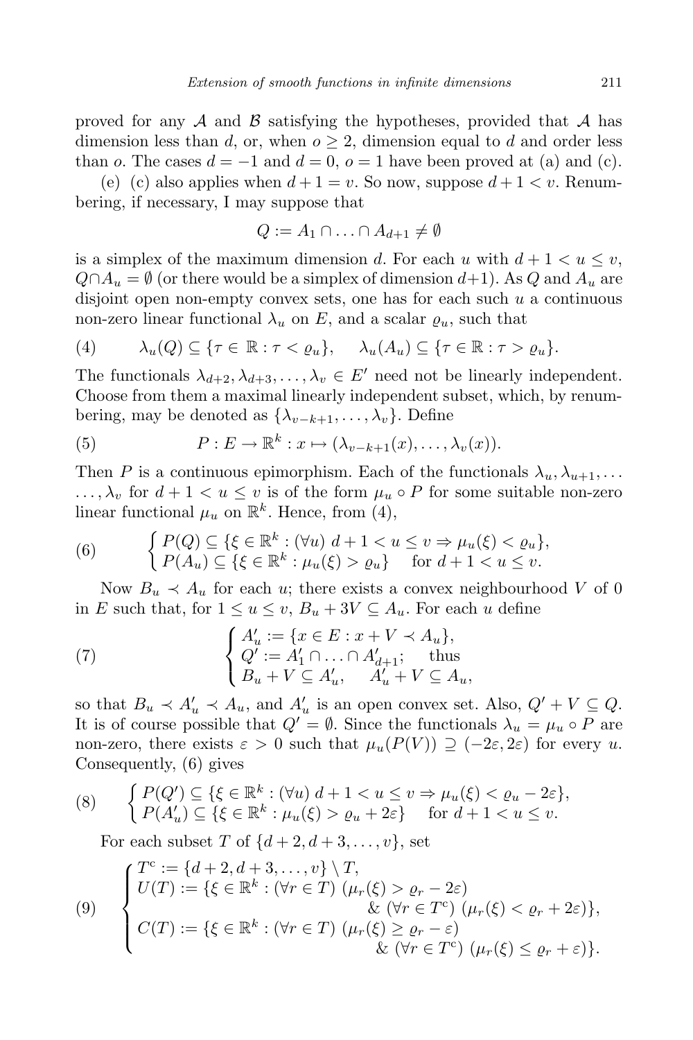proved for any $\mathcal{A}$ and $\mathcal{B}$ satisfying the hypotheses, provided that $\mathcal{A}$ has dimension less than $d$, or, when $o \geq 2$, dimension equal to $d$ and order less than $o$. The cases $d = -1$ and $d = 0$, $o = 1$ have been proved at (a) and (c).

(e) (c) also applies when $d + 1 = v$. So now, suppose $d + 1 < v$. Renumbering, if necessary, I may suppose that

$$Q := A_1 \cap \ldots \cap A_{d+1} \neq \emptyset$$

is a simplex of the maximum dimension $d$. For each $u$ with $d + 1 < u \leq v$, $Q \cap A_u = \emptyset$ (or there would be a simplex of dimension $d+1$). As $Q$ and $A_u$ are disjoint open non-empty convex sets, one has for each such $u$ a continuous non-zero linear functional $\lambda_u$ on $E$, and a scalar $\varrho_u$, such that

$$\lambda_u(Q) \subseteq \{\tau \in \mathbb{R} : \tau < \varrho_u\}, \quad \lambda_u(A_u) \subseteq \{\tau \in \mathbb{R} : \tau > \varrho_u\}. \tag{4}$$

The functionals $\lambda_{d+2}, \lambda_{d+3}, \ldots, \lambda_v \in E'$ need not be linearly independent. Choose from them a maximal linearly independent subset, which, by renumbering, may be denoted as $\{\lambda_{v-k+1}, \ldots, \lambda_v\}$. Define

$$P : E \to \mathbb{R}^k : x \mapsto (\lambda_{v-k+1}(x), \ldots, \lambda_v(x)). \tag{5}$$

Then $P$ is a continuous epimorphism. Each of the functionals $\lambda_u, \lambda_{u+1}, \ldots, \lambda_v$ for $d + 1 < u \leq v$ is of the form $\mu_u \circ P$ for some suitable non-zero linear functional $\mu_u$ on $\mathbb{R}^k$. Hence, from (4),

$$\begin{cases} P(Q) \subseteq \{\xi \in \mathbb{R}^k : (\forall u)\ d + 1 < u \leq v \Rightarrow \mu_u(\xi) < \varrho_u\}, \\ P(A_u) \subseteq \{\xi \in \mathbb{R}^k : \mu_u(\xi) > \varrho_u\} \quad \text{for } d + 1 < u \leq v. \end{cases} \tag{6}$$

Now $B_u \prec A_u$ for each $u$; there exists a convex neighbourhood $V$ of 0 in $E$ such that, for $1 \leq u \leq v$, $B_u + 3V \subseteq A_u$. For each $u$ define

$$\begin{cases} A'_u := \{x \in E : x + V \prec A_u\}, \\ Q' := A'_1 \cap \ldots \cap A'_{d+1}; \quad \text{thus} \\ B_u + V \subseteq A'_u, \quad A'_u + V \subseteq A_u, \end{cases} \tag{7}$$

so that $B_u \prec A'_u \prec A_u$, and $A'_u$ is an open convex set. Also, $Q' + V \subseteq Q$. It is of course possible that $Q' = \emptyset$. Since the functionals $\lambda_u = \mu_u \circ P$ are non-zero, there exists $\varepsilon > 0$ such that $\mu_u(P(V)) \supseteq (-2\varepsilon, 2\varepsilon)$ for every $u$. Consequently, (6) gives

$$\begin{cases} P(Q') \subseteq \{\xi \in \mathbb{R}^k : (\forall u)\ d + 1 < u \leq v \Rightarrow \mu_u(\xi) < \varrho_u - 2\varepsilon\}, \\ P(A'_u) \subseteq \{\xi \in \mathbb{R}^k : \mu_u(\xi) > \varrho_u + 2\varepsilon\} \quad \text{for } d + 1 < u \leq v. \end{cases} \tag{8}$$

For each subset $T$ of $\{d + 2, d + 3, \ldots, v\}$, set

$$\begin{cases} T^{c} := \{d + 2, d + 3, \ldots, v\} \setminus T, \\ U(T) := \{\xi \in \mathbb{R}^k : (\forall r \in T)\ (\mu_r(\xi) > \varrho_r - 2\varepsilon) \\ \qquad\qquad \& \ (\forall r \in T^{c})\ (\mu_r(\xi) < \varrho_r + 2\varepsilon)\}, \\ C(T) := \{\xi \in \mathbb{R}^k : (\forall r \in T)\ (\mu_r(\xi) \geq \varrho_r - \varepsilon) \\ \qquad\qquad \& \ (\forall r \in T^{c})\ (\mu_r(\xi) \leq \varrho_r + \varepsilon)\}. \end{cases} \tag{9}$$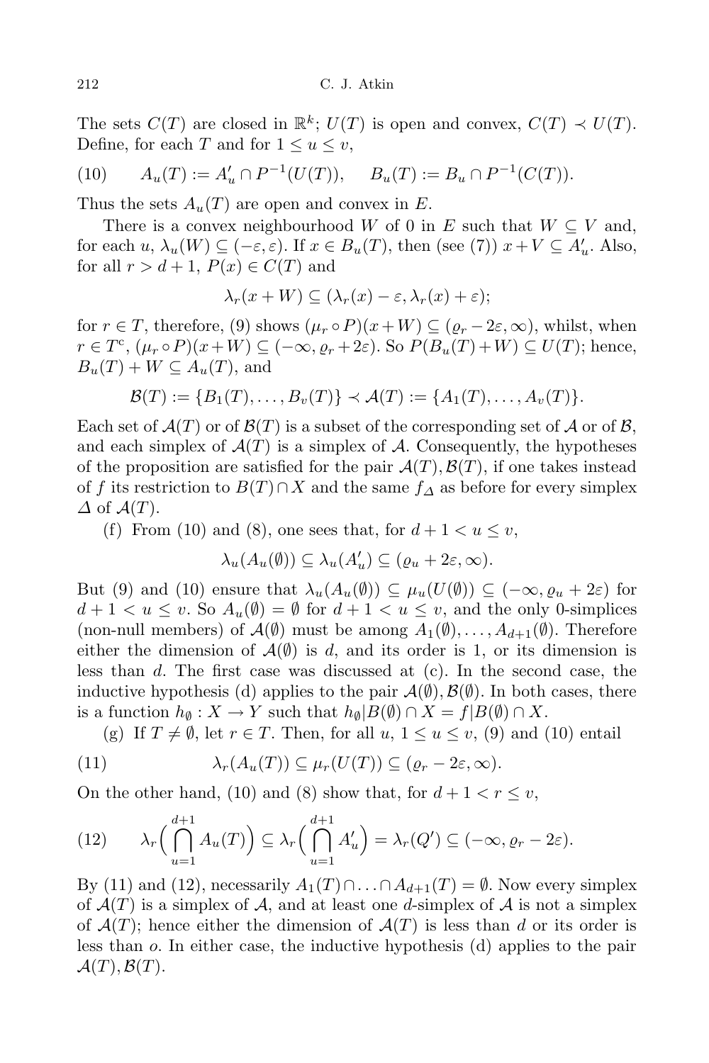The sets $C(T)$ are closed in $\mathbb{R}^k$; $U(T)$ is open and convex, $C(T) \prec U(T)$. Define, for each $T$ and for $1 \le u \le v$,

$$A_u(T) := A'_u \cap P^{-1}(U(T)), \qquad B_u(T) := B_u \cap P^{-1}(C(T)). \tag{10}$$

Thus the sets $A_u(T)$ are open and convex in $E$.

There is a convex neighbourhood $W$ of 0 in $E$ such that $W \subseteq V$ and, for each $u$, $\lambda_u(W) \subseteq (-\varepsilon, \varepsilon)$. If $x \in B_u(T)$, then (see (7)) $x + V \subseteq A'_u$. Also, for all $r > d+1$, $P(x) \in C(T)$ and

$$\lambda_r(x + W) \subseteq (\lambda_r(x) - \varepsilon, \lambda_r(x) + \varepsilon);$$

for $r \in T$, therefore, (9) shows $(\mu_r \circ P)(x+W) \subseteq (\varrho_r - 2\varepsilon, \infty)$, whilst, when $r \in T^{\mathrm{c}}$, $(\mu_r \circ P)(x+W) \subseteq (-\infty, \varrho_r + 2\varepsilon)$. So $P(B_u(T)+W) \subseteq U(T)$; hence, $B_u(T) + W \subseteq A_u(T)$, and

$$\mathcal{B}(T) := \{B_1(T), \ldots, B_v(T)\} \prec \mathcal{A}(T) := \{A_1(T), \ldots, A_v(T)\}.$$

Each set of $\mathcal{A}(T)$ or of $\mathcal{B}(T)$ is a subset of the corresponding set of $\mathcal{A}$ or of $\mathcal{B}$, and each simplex of $\mathcal{A}(T)$ is a simplex of $\mathcal{A}$. Consequently, the hypotheses of the proposition are satisfied for the pair $\mathcal{A}(T), \mathcal{B}(T)$, if one takes instead of $f$ its restriction to $B(T) \cap X$ and the same $f_\Delta$ as before for every simplex $\Delta$ of $\mathcal{A}(T)$.

(f) From (10) and (8), one sees that, for $d+1 < u \le v$,

$$\lambda_u(A_u(\emptyset)) \subseteq \lambda_u(A'_u) \subseteq (\varrho_u + 2\varepsilon, \infty).$$

But (9) and (10) ensure that $\lambda_u(A_u(\emptyset)) \subseteq \mu_u(U(\emptyset)) \subseteq (-\infty, \varrho_u + 2\varepsilon)$ for $d+1 < u \le v$. So $A_u(\emptyset) = \emptyset$ for $d+1 < u \le v$, and the only 0-simplices (non-null members) of $\mathcal{A}(\emptyset)$ must be among $A_1(\emptyset), \ldots, A_{d+1}(\emptyset)$. Therefore either the dimension of $\mathcal{A}(\emptyset)$ is $d$, and its order is 1, or its dimension is less than $d$. The first case was discussed at (c). In the second case, the inductive hypothesis (d) applies to the pair $\mathcal{A}(\emptyset), \mathcal{B}(\emptyset)$. In both cases, there is a function $h_\emptyset : X \to Y$ such that $h_\emptyset | B(\emptyset) \cap X = f | B(\emptyset) \cap X$.

(g) If $T \ne \emptyset$, let $r \in T$. Then, for all $u$, $1 \le u \le v$, (9) and (10) entail

$$\lambda_r(A_u(T)) \subseteq \mu_r(U(T)) \subseteq (\varrho_r - 2\varepsilon, \infty). \tag{11}$$

On the other hand, (10) and (8) show that, for $d+1 < r \le v$,

$$\lambda_r\Big(\bigcap_{u=1}^{d+1} A_u(T)\Big) \subseteq \lambda_r\Big(\bigcap_{u=1}^{d+1} A'_u\Big) = \lambda_r(Q') \subseteq (-\infty, \varrho_r - 2\varepsilon). \tag{12}$$

By (11) and (12), necessarily $A_1(T) \cap \ldots \cap A_{d+1}(T) = \emptyset$. Now every simplex of $\mathcal{A}(T)$ is a simplex of $\mathcal{A}$, and at least one $d$-simplex of $\mathcal{A}$ is not a simplex of $\mathcal{A}(T)$; hence either the dimension of $\mathcal{A}(T)$ is less than $d$ or its order is less than $o$. In either case, the inductive hypothesis (d) applies to the pair $\mathcal{A}(T), \mathcal{B}(T)$.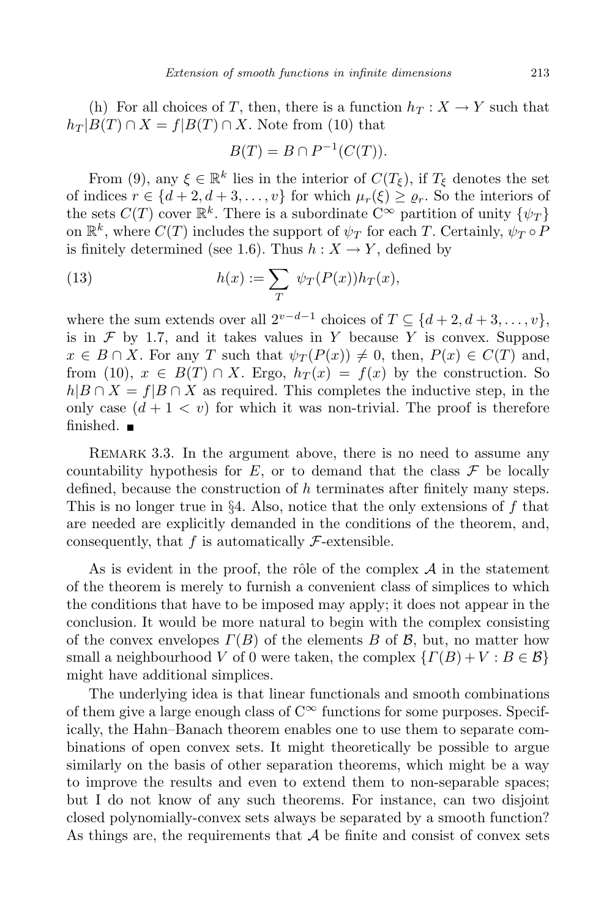(h) For all choices of $T$, then, there is a function $h_T : X \to Y$ such that $h_T|B(T) \cap X = f|B(T) \cap X$. Note from (10) that

$$B(T) = B \cap P^{-1}(C(T)).$$

From (9), any $\xi \in \mathbb{R}^k$ lies in the interior of $C(T_\xi)$, if $T_\xi$ denotes the set of indices $r \in \{d+2, d+3, \ldots, v\}$ for which $\mu_r(\xi) \geq \varrho_r$. So the interiors of the sets $C(T)$ cover $\mathbb{R}^k$. There is a subordinate $\mathrm{C}^\infty$ partition of unity $\{\psi_T\}$ on $\mathbb{R}^k$, where $C(T)$ includes the support of $\psi_T$ for each $T$. Certainly, $\psi_T \circ P$ is finitely determined (see 1.6). Thus $h : X \to Y$, defined by

$$h(x) := \sum_T \psi_T(P(x)) h_T(x), \tag{13}$$

where the sum extends over all $2^{v-d-1}$ choices of $T \subseteq \{d+2, d+3, \ldots, v\}$, is in $\mathcal{F}$ by 1.7, and it takes values in $Y$ because $Y$ is convex. Suppose $x \in B \cap X$. For any $T$ such that $\psi_T(P(x)) \neq 0$, then, $P(x) \in C(T)$ and, from (10), $x \in B(T) \cap X$. Ergo, $h_T(x) = f(x)$ by the construction. So $h|B \cap X = f|B \cap X$ as required. This completes the inductive step, in the only case $(d+1 < v)$ for which it was non-trivial. The proof is therefore finished. ■

Remark 3.3. In the argument above, there is no need to assume any countability hypothesis for $E$, or to demand that the class $\mathcal{F}$ be locally defined, because the construction of $h$ terminates after finitely many steps. This is no longer true in §4. Also, notice that the only extensions of $f$ that are needed are explicitly demanded in the conditions of the theorem, and, consequently, that $f$ is automatically $\mathcal{F}$-extensible.

As is evident in the proof, the rôle of the complex $\mathcal{A}$ in the statement of the theorem is merely to furnish a convenient class of simplices to which the conditions that have to be imposed may apply; it does not appear in the conclusion. It would be more natural to begin with the complex consisting of the convex envelopes $\Gamma(B)$ of the elements $B$ of $\mathcal{B}$, but, no matter how small a neighbourhood $V$ of 0 were taken, the complex $\{\Gamma(B) + V : B \in \mathcal{B}\}$ might have additional simplices.

The underlying idea is that linear functionals and smooth combinations of them give a large enough class of $\mathrm{C}^\infty$ functions for some purposes. Specifically, the Hahn–Banach theorem enables one to use them to separate combinations of open convex sets. It might theoretically be possible to argue similarly on the basis of other separation theorems, which might be a way to improve the results and even to extend them to non-separable spaces; but I do not know of any such theorems. For instance, can two disjoint closed polynomially-convex sets always be separated by a smooth function? As things are, the requirements that $\mathcal{A}$ be finite and consist of convex sets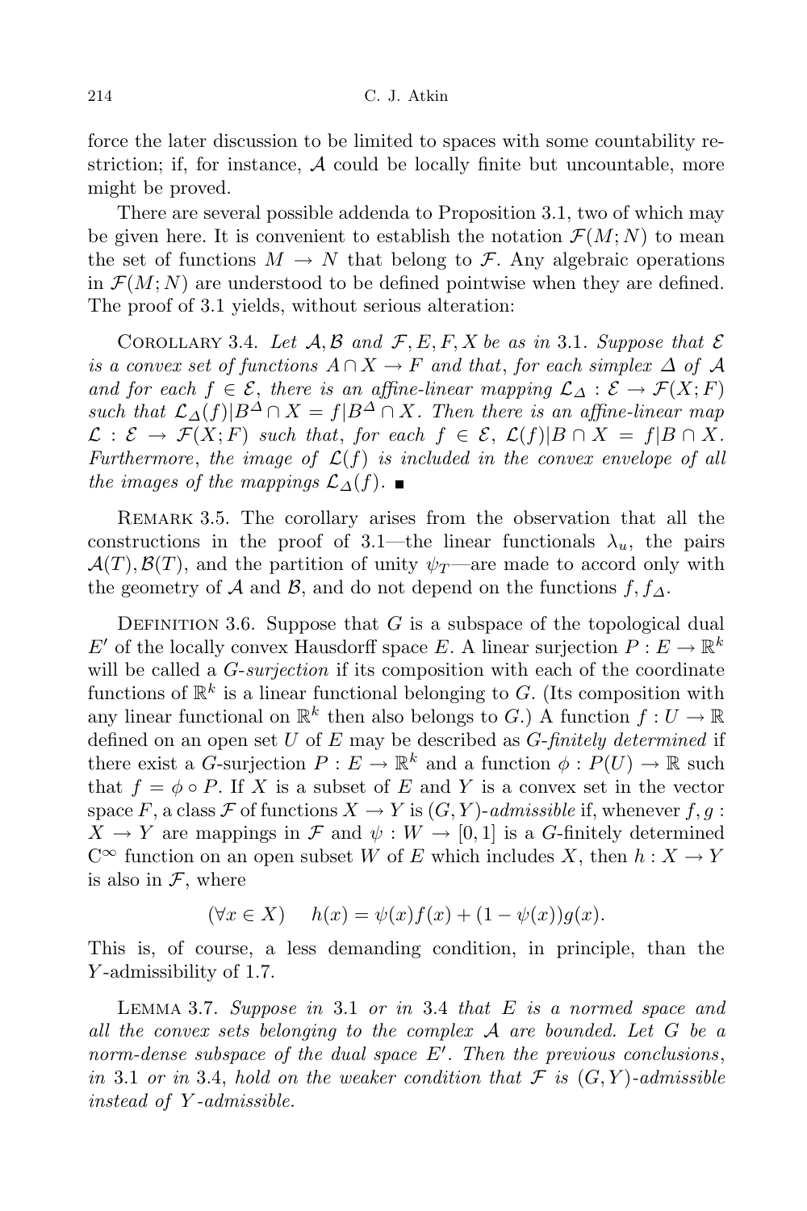force the later discussion to be limited to spaces with some countability restriction; if, for instance, $\mathcal{A}$ could be locally finite but uncountable, more might be proved.

There are several possible addenda to Proposition 3.1, two of which may be given here. It is convenient to establish the notation $\mathcal{F}(M;N)$ to mean the set of functions $M \to N$ that belong to $\mathcal{F}$. Any algebraic operations in $\mathcal{F}(M;N)$ are understood to be defined pointwise when they are defined. The proof of 3.1 yields, without serious alteration:

Corollary 3.4. *Let $\mathcal{A}, \mathcal{B}$ and $\mathcal{F}, E, F, X$ be as in* 3.1. *Suppose that $\mathcal{E}$ is a convex set of functions $A \cap X \to F$ and that, for each simplex $\Delta$ of $\mathcal{A}$ and for each $f \in \mathcal{E}$, there is an affine-linear mapping $\mathcal{L}_\Delta : \mathcal{E} \to \mathcal{F}(X;F)$ such that $\mathcal{L}_\Delta(f)|B^\Delta \cap X = f|B^\Delta \cap X$. Then there is an affine-linear map $\mathcal{L} : \mathcal{E} \to \mathcal{F}(X;F)$ such that, for each $f \in \mathcal{E}$, $\mathcal{L}(f)|B \cap X = f|B \cap X$. Furthermore, the image of $\mathcal{L}(f)$ is included in the convex envelope of all the images of the mappings $\mathcal{L}_\Delta(f)$.* ∎

Remark 3.5. The corollary arises from the observation that all the constructions in the proof of 3.1—the linear functionals $\lambda_u$, the pairs $\mathcal{A}(T), \mathcal{B}(T)$, and the partition of unity $\psi_T$—are made to accord only with the geometry of $\mathcal{A}$ and $\mathcal{B}$, and do not depend on the functions $f, f_\Delta$.

Definition 3.6. Suppose that $G$ is a subspace of the topological dual $E'$ of the locally convex Hausdorff space $E$. A linear surjection $P : E \to \mathbb{R}^k$ will be called a *$G$-surjection* if its composition with each of the coordinate functions of $\mathbb{R}^k$ is a linear functional belonging to $G$. (Its composition with any linear functional on $\mathbb{R}^k$ then also belongs to $G$.) A function $f : U \to \mathbb{R}$ defined on an open set $U$ of $E$ may be described as *$G$-finitely determined* if there exist a $G$-surjection $P : E \to \mathbb{R}^k$ and a function $\phi : P(U) \to \mathbb{R}$ such that $f = \phi \circ P$. If $X$ is a subset of $E$ and $Y$ is a convex set in the vector space $F$, a class $\mathcal{F}$ of functions $X \to Y$ is *$(G,Y)$-admissible* if, whenever $f, g : X \to Y$ are mappings in $\mathcal{F}$ and $\psi : W \to [0,1]$ is a $G$-finitely determined $\mathrm{C}^\infty$ function on an open subset $W$ of $E$ which includes $X$, then $h : X \to Y$ is also in $\mathcal{F}$, where

$$(\forall x \in X) \quad h(x) = \psi(x)f(x) + (1-\psi(x))g(x).$$

This is, of course, a less demanding condition, in principle, than the $Y$-admissibility of 1.7.

Lemma 3.7. *Suppose in* 3.1 *or in* 3.4 *that $E$ is a normed space and all the convex sets belonging to the complex $\mathcal{A}$ are bounded. Let $G$ be a norm-dense subspace of the dual space $E'$. Then the previous conclusions, in* 3.1 *or in* 3.4, *hold on the weaker condition that $\mathcal{F}$ is $(G,Y)$-admissible instead of $Y$-admissible.*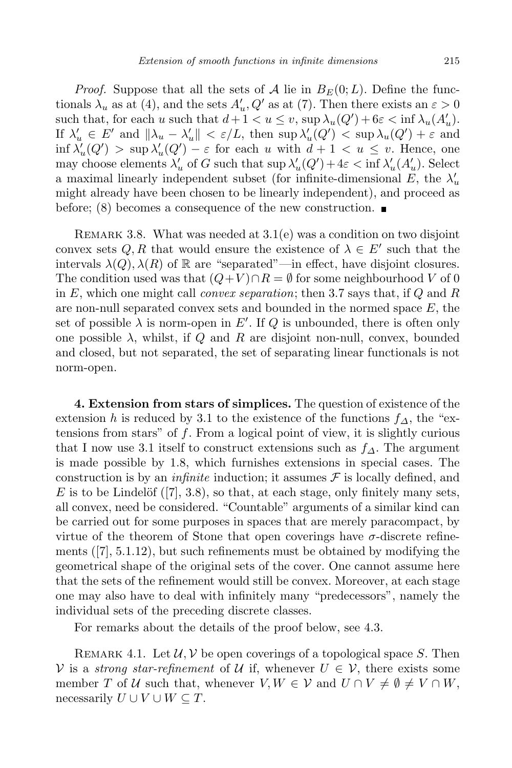*Proof.* Suppose that all the sets of $\mathcal{A}$ lie in $B_E(0; L)$. Define the functionals $\lambda_u$ as at (4), and the sets $A'_u, Q'$ as at (7). Then there exists an $\varepsilon > 0$ such that, for each $u$ such that $d+1 < u \le v$, $\sup \lambda_u(Q') + 6\varepsilon < \inf \lambda_u(A'_u)$. If $\lambda'_u \in E'$ and $\|\lambda_u - \lambda'_u\| < \varepsilon/L$, then $\sup \lambda'_u(Q') < \sup \lambda_u(Q') + \varepsilon$ and $\inf \lambda'_u(Q') > \sup \lambda'_u(Q') - \varepsilon$ for each $u$ with $d+1 < u \le v$. Hence, one may choose elements $\lambda'_u$ of $G$ such that $\sup \lambda'_u(Q') + 4\varepsilon < \inf \lambda'_u(A'_u)$. Select a maximal linearly independent subset (for infinite-dimensional $E$, the $\lambda'_u$ might already have been chosen to be linearly independent), and proceed as before; (8) becomes a consequence of the new construction. ■

Remark 3.8. What was needed at 3.1(e) was a condition on two disjoint convex sets $Q, R$ that would ensure the existence of $\lambda \in E'$ such that the intervals $\lambda(Q), \lambda(R)$ of $\mathbb{R}$ are "separated"—in effect, have disjoint closures. The condition used was that $(Q+V) \cap R = \emptyset$ for some neighbourhood $V$ of 0 in $E$, which one might call *convex separation*; then 3.7 says that, if $Q$ and $R$ are non-null separated convex sets and bounded in the normed space $E$, the set of possible $\lambda$ is norm-open in $E'$. If $Q$ is unbounded, there is often only one possible $\lambda$, whilst, if $Q$ and $R$ are disjoint non-null, convex, bounded and closed, but not separated, the set of separating linear functionals is not norm-open.

**4. Extension from stars of simplices.** The question of existence of the extension $h$ is reduced by 3.1 to the existence of the functions $f_\Delta$, the "extensions from stars" of $f$. From a logical point of view, it is slightly curious that I now use 3.1 itself to construct extensions such as $f_\Delta$. The argument is made possible by 1.8, which furnishes extensions in special cases. The construction is by an *infinite* induction; it assumes $\mathcal{F}$ is locally defined, and $E$ is to be Lindelöf ([7], 3.8), so that, at each stage, only finitely many sets, all convex, need be considered. "Countable" arguments of a similar kind can be carried out for some purposes in spaces that are merely paracompact, by virtue of the theorem of Stone that open coverings have $\sigma$-discrete refinements ([7], 5.1.12), but such refinements must be obtained by modifying the geometrical shape of the original sets of the cover. One cannot assume here that the sets of the refinement would still be convex. Moreover, at each stage one may also have to deal with infinitely many "predecessors", namely the individual sets of the preceding discrete classes.

For remarks about the details of the proof below, see 4.3.

Remark 4.1. Let $\mathcal{U}, \mathcal{V}$ be open coverings of a topological space $S$. Then $\mathcal{V}$ is a *strong star-refinement* of $\mathcal{U}$ if, whenever $U \in \mathcal{V}$, there exists some member $T$ of $\mathcal{U}$ such that, whenever $V, W \in \mathcal{V}$ and $U \cap V \ne \emptyset \ne V \cap W$, necessarily $U \cup V \cup W \subseteq T$.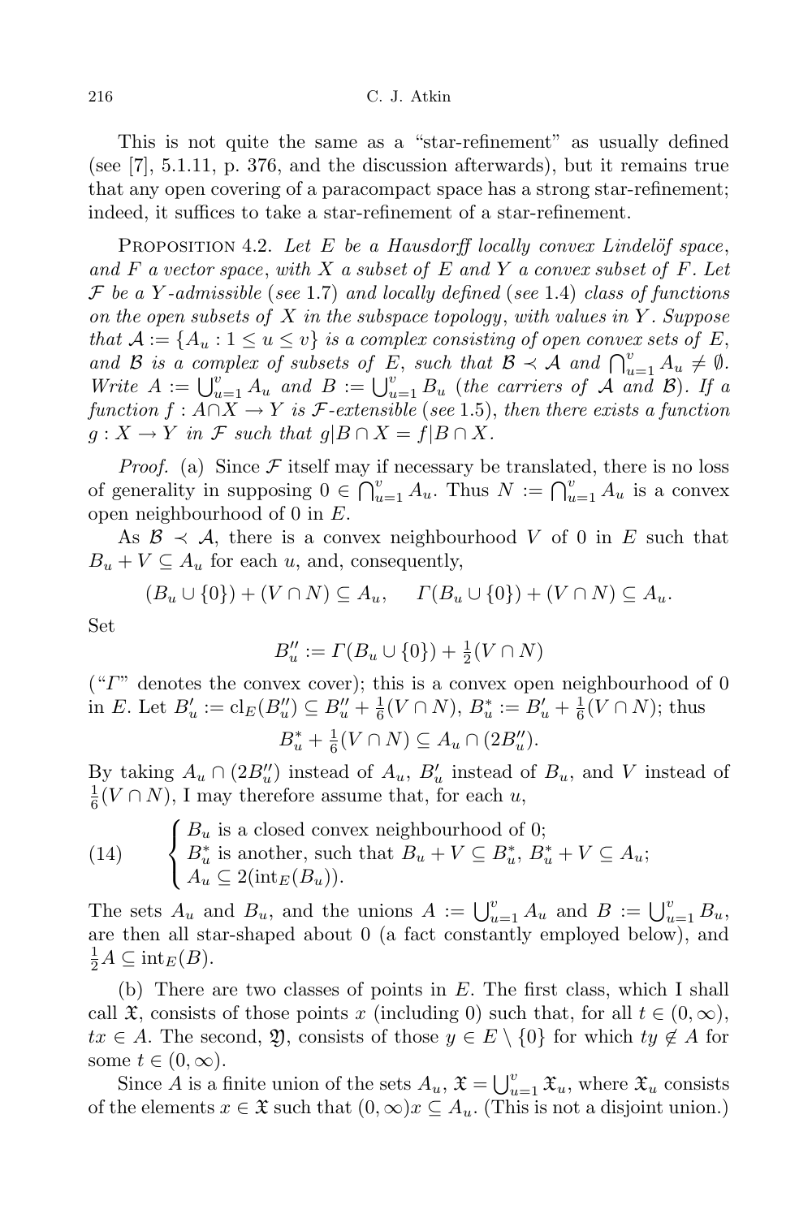This is not quite the same as a "star-refinement" as usually defined (see [7], 5.1.11, p. 376, and the discussion afterwards), but it remains true that any open covering of a paracompact space has a strong star-refinement; indeed, it suffices to take a star-refinement of a star-refinement.

Proposition 4.2. *Let $E$ be a Hausdorff locally convex Lindelöf space, and $F$ a vector space, with $X$ a subset of $E$ and $Y$ a convex subset of $F$. Let $\mathcal{F}$ be a $Y$-admissible (see 1.7) and locally defined (see 1.4) class of functions on the open subsets of $X$ in the subspace topology, with values in $Y$. Suppose that $\mathcal{A} := \{A_u : 1 \le u \le v\}$ is a complex consisting of open convex sets of $E$, and $\mathcal{B}$ is a complex of subsets of $E$, such that $\mathcal{B} \prec \mathcal{A}$ and $\bigcap_{u=1}^{v} A_u \neq \emptyset$. Write $A := \bigcup_{u=1}^{v} A_u$ and $B := \bigcup_{u=1}^{v} B_u$ (the carriers of $\mathcal{A}$ and $\mathcal{B}$). If a function $f : A \cap X \to Y$ is $\mathcal{F}$-extensible (see 1.5), then there exists a function $g : X \to Y$ in $\mathcal{F}$ such that $g|B \cap X = f|B \cap X$.*

*Proof.* (a) Since $\mathcal{F}$ itself may if necessary be translated, there is no loss of generality in supposing $0 \in \bigcap_{u=1}^{v} A_u$. Thus $N := \bigcap_{u=1}^{v} A_u$ is a convex open neighbourhood of 0 in $E$.

As $\mathcal{B} \prec \mathcal{A}$, there is a convex neighbourhood $V$ of 0 in $E$ such that $B_u + V \subseteq A_u$ for each $u$, and, consequently,

$$(B_u \cup \{0\}) + (V \cap N) \subseteq A_u, \quad \Gamma(B_u \cup \{0\}) + (V \cap N) \subseteq A_u.$$

Set

$$B_u'' := \Gamma(B_u \cup \{0\}) + \tfrac{1}{2}(V \cap N)$$

("$\Gamma$" denotes the convex cover); this is a convex open neighbourhood of 0 in $E$. Let $B_u' := \mathrm{cl}_E(B_u'') \subseteq B_u'' + \frac{1}{6}(V \cap N)$, $B_u^* := B_u' + \frac{1}{6}(V \cap N)$; thus

$$B_u^* + \tfrac{1}{6}(V \cap N) \subseteq A_u \cap (2B_u'').$$

By taking $A_u \cap (2B_u'')$ instead of $A_u$, $B_u'$ instead of $B_u$, and $V$ instead of $\frac{1}{6}(V \cap N)$, I may therefore assume that, for each $u$,

$$(14) \qquad \begin{cases} B_u \text{ is a closed convex neighbourhood of 0;} \\ B_u^* \text{ is another, such that } B_u + V \subseteq B_u^*,\ B_u^* + V \subseteq A_u; \\ A_u \subseteq 2(\mathrm{int}_E(B_u)). \end{cases}$$

The sets $A_u$ and $B_u$, and the unions $A := \bigcup_{u=1}^{v} A_u$ and $B := \bigcup_{u=1}^{v} B_u$, are then all star-shaped about 0 (a fact constantly employed below), and $\frac{1}{2}A \subseteq \mathrm{int}_E(B)$.

(b) There are two classes of points in $E$. The first class, which I shall call $\mathfrak{X}$, consists of those points $x$ (including 0) such that, for all $t \in (0, \infty)$, $tx \in A$. The second, $\mathfrak{Y}$, consists of those $y \in E \setminus \{0\}$ for which $ty \notin A$ for some $t \in (0, \infty)$.

Since $A$ is a finite union of the sets $A_u$, $\mathfrak{X} = \bigcup_{u=1}^{v} \mathfrak{X}_u$, where $\mathfrak{X}_u$ consists of the elements $x \in \mathfrak{X}$ such that $(0, \infty)x \subseteq A_u$. (This is not a disjoint union.)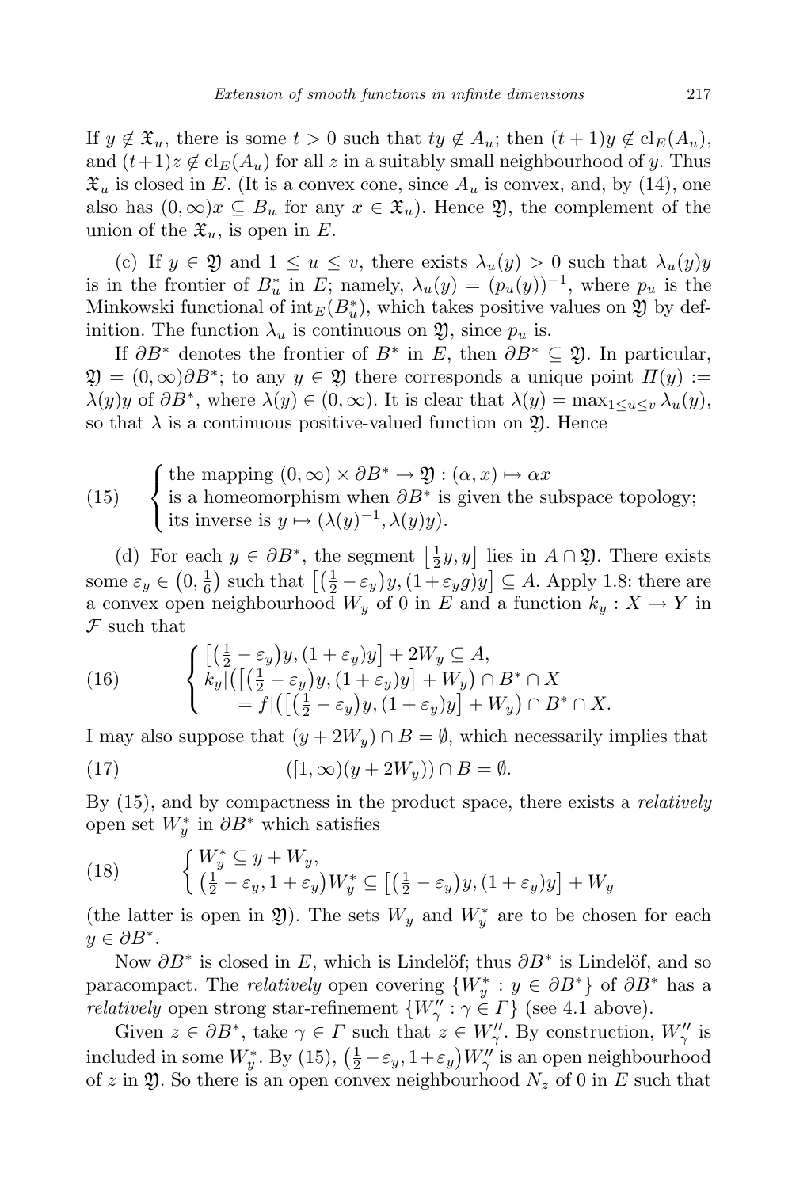If $y \notin \mathfrak{X}_u$, there is some $t > 0$ such that $ty \notin A_u$; then $(t+1)y \notin \mathrm{cl}_E(A_u)$, and $(t+1)z \notin \mathrm{cl}_E(A_u)$ for all $z$ in a suitably small neighbourhood of $y$. Thus $\mathfrak{X}_u$ is closed in $E$. (It is a convex cone, since $A_u$ is convex, and, by (14), one also has $(0,\infty)x \subseteq B_u$ for any $x \in \mathfrak{X}_u$). Hence $\mathfrak{Y}$, the complement of the union of the $\mathfrak{X}_u$, is open in $E$.

(c) If $y \in \mathfrak{Y}$ and $1 \le u \le v$, there exists $\lambda_u(y) > 0$ such that $\lambda_u(y)y$ is in the frontier of $B_u^*$ in $E$; namely, $\lambda_u(y) = (p_u(y))^{-1}$, where $p_u$ is the Minkowski functional of $\mathrm{int}_E(B_u^*)$, which takes positive values on $\mathfrak{Y}$ by definition. The function $\lambda_u$ is continuous on $\mathfrak{Y}$, since $p_u$ is.

If $\partial B^*$ denotes the frontier of $B^*$ in $E$, then $\partial B^* \subseteq \mathfrak{Y}$. In particular, $\mathfrak{Y} = (0,\infty)\partial B^*$; to any $y \in \mathfrak{Y}$ there corresponds a unique point $\Pi(y) := \lambda(y)y$ of $\partial B^*$, where $\lambda(y) \in (0,\infty)$. It is clear that $\lambda(y) = \max_{1\le u\le v} \lambda_u(y)$, so that $\lambda$ is a continuous positive-valued function on $\mathfrak{Y}$. Hence

$$
(15)\qquad \begin{cases} \text{the mapping } (0,\infty) \times \partial B^* \to \mathfrak{Y} : (\alpha, x) \mapsto \alpha x \\ \text{is a homeomorphism when } \partial B^* \text{ is given the subspace topology;} \\ \text{its inverse is } y \mapsto (\lambda(y)^{-1}, \lambda(y)y). \end{cases}
$$

(d) For each $y \in \partial B^*$, the segment $\left[\frac{1}{2}y, y\right]$ lies in $A \cap \mathfrak{Y}$. There exists some $\varepsilon_y \in \left(0, \frac{1}{6}\right)$ such that $\left[\left(\frac{1}{2} - \varepsilon_y\right)y, (1+\varepsilon_y g)y\right] \subseteq A$. Apply 1.8: there are a convex open neighbourhood $W_y$ of 0 in $E$ and a function $k_y : X \to Y$ in $\mathcal{F}$ such that

$$
(16)\qquad \begin{cases} \left[\left(\frac{1}{2} - \varepsilon_y\right)y, (1+\varepsilon_y)y\right] + 2W_y \subseteq A, \\ k_y|\left(\left[\left(\frac{1}{2} - \varepsilon_y\right)y, (1+\varepsilon_y)y\right] + W_y\right) \cap B^* \cap X \\ \qquad = f|\left(\left[\left(\frac{1}{2} - \varepsilon_y\right)y, (1+\varepsilon_y)y\right] + W_y\right) \cap B^* \cap X. \end{cases}
$$

I may also suppose that $(y + 2W_y) \cap B = \emptyset$, which necessarily implies that

$$
(17)\qquad ([1,\infty)(y + 2W_y)) \cap B = \emptyset.
$$

By (15), and by compactness in the product space, there exists a *relatively* open set $W_y^*$ in $\partial B^*$ which satisfies

$$
(18)\qquad \begin{cases} W_y^* \subseteq y + W_y, \\ \left(\frac{1}{2} - \varepsilon_y, 1+\varepsilon_y\right)W_y^* \subseteq \left[\left(\frac{1}{2} - \varepsilon_y\right)y, (1+\varepsilon_y)y\right] + W_y \end{cases}
$$

(the latter is open in $\mathfrak{Y}$). The sets $W_y$ and $W_y^*$ are to be chosen for each $y \in \partial B^*$.

Now $\partial B^*$ is closed in $E$, which is Lindelöf; thus $\partial B^*$ is Lindelöf, and so paracompact. The *relatively* open covering $\{W_y^* : y \in \partial B^*\}$ of $\partial B^*$ has a *relatively* open strong star-refinement $\{W_\gamma'' : \gamma \in \Gamma\}$ (see 4.1 above).

Given $z \in \partial B^*$, take $\gamma \in \Gamma$ such that $z \in W_\gamma''$. By construction, $W_\gamma''$ is included in some $W_y^*$. By (15), $\left(\frac{1}{2} - \varepsilon_y, 1+\varepsilon_y\right)W_\gamma''$ is an open neighbourhood of $z$ in $\mathfrak{Y}$. So there is an open convex neighbourhood $N_z$ of 0 in $E$ such that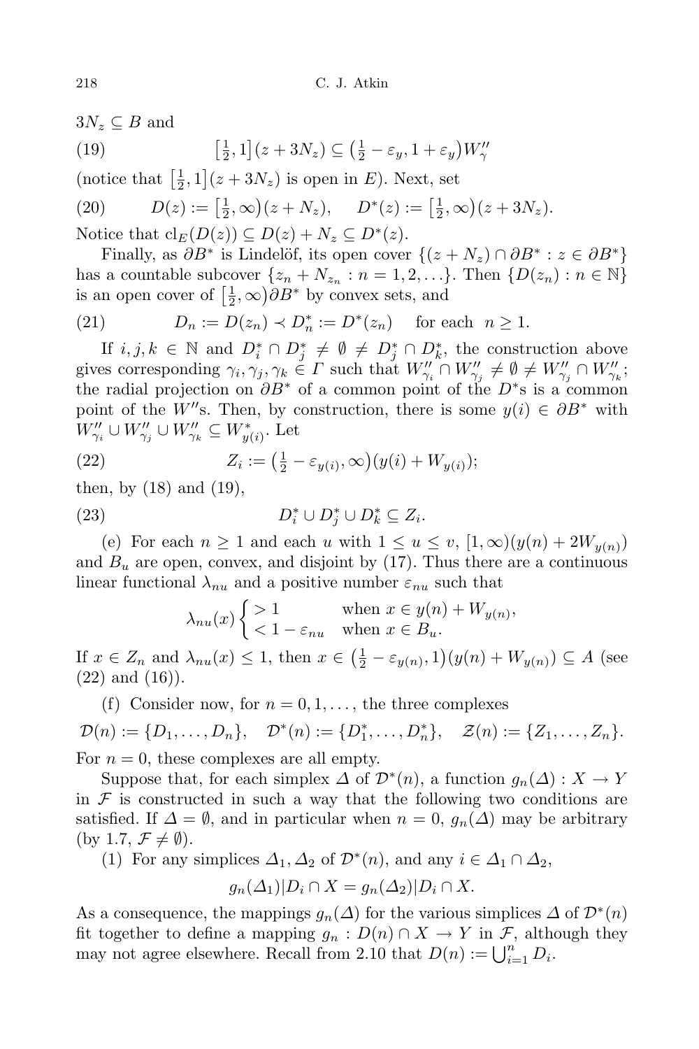$3N_z \subseteq B$ and

$$\left[\tfrac{1}{2}, 1\right](z + 3N_z) \subseteq \left(\tfrac{1}{2} - \varepsilon_y, 1 + \varepsilon_y\right) W''_\gamma \tag{19}$$

(notice that $\left[\tfrac{1}{2}, 1\right](z + 3N_z)$ is open in $E$). Next, set

$$D(z) := \left[\tfrac{1}{2}, \infty\right)(z + N_z), \qquad D^*(z) := \left[\tfrac{1}{2}, \infty\right)(z + 3N_z). \tag{20}$$

Notice that $\mathrm{cl}_E(D(z)) \subseteq D(z) + N_z \subseteq D^*(z)$.

Finally, as $\partial B^*$ is Lindelöf, its open cover $\{(z + N_z) \cap \partial B^* : z \in \partial B^*\}$ has a countable subcover $\{z_n + N_{z_n} : n = 1, 2, \ldots\}$. Then $\{D(z_n) : n \in \mathbb{N}\}$ is an open cover of $\left[\tfrac{1}{2}, \infty\right)\partial B^*$ by convex sets, and

$$D_n := D(z_n) \prec D^*_n := D^*(z_n) \quad \text{ for each } \ n \geq 1. \tag{21}$$

If $i, j, k \in \mathbb{N}$ and $D^*_i \cap D^*_j \neq \emptyset \neq D^*_j \cap D^*_k$, the construction above gives corresponding $\gamma_i, \gamma_j, \gamma_k \in \Gamma$ such that $W''_{\gamma_i} \cap W''_{\gamma_j} \neq \emptyset \neq W''_{\gamma_j} \cap W''_{\gamma_k}$; the radial projection on $\partial B^*$ of a common point of the $D^*$s is a common point of the $W''$s. Then, by construction, there is some $y(i) \in \partial B^*$ with $W''_{\gamma_i} \cup W''_{\gamma_j} \cup W''_{\gamma_k} \subseteq W^*_{y(i)}$. Let

$$Z_i := \left(\tfrac{1}{2} - \varepsilon_{y(i)}, \infty\right)(y(i) + W_{y(i)}); \tag{22}$$

then, by (18) and (19),

$$D^*_i \cup D^*_j \cup D^*_k \subseteq Z_i. \tag{23}$$

(e) For each $n \geq 1$ and each $u$ with $1 \leq u \leq v$, $[1, \infty)(y(n) + 2W_{y(n)})$ and $B_u$ are open, convex, and disjoint by (17). Thus there are a continuous linear functional $\lambda_{nu}$ and a positive number $\varepsilon_{nu}$ such that

$$\lambda_{nu}(x) \begin{cases} > 1 & \text{when } x \in y(n) + W_{y(n)}, \\ < 1 - \varepsilon_{nu} & \text{when } x \in B_u. \end{cases}$$

If $x \in Z_n$ and $\lambda_{nu}(x) \leq 1$, then $x \in \left(\tfrac{1}{2} - \varepsilon_{y(n)}, 1\right)(y(n) + W_{y(n)}) \subseteq A$ (see (22) and (16)).

(f) Consider now, for $n = 0, 1, \ldots$, the three complexes

$$\mathcal{D}(n) := \{D_1, \ldots, D_n\}, \quad \mathcal{D}^*(n) := \{D^*_1, \ldots, D^*_n\}, \quad \mathcal{Z}(n) := \{Z_1, \ldots, Z_n\}.$$

For $n = 0$, these complexes are all empty.

Suppose that, for each simplex $\Delta$ of $\mathcal{D}^*(n)$, a function $g_n(\Delta) : X \to Y$ in $\mathcal{F}$ is constructed in such a way that the following two conditions are satisfied. If $\Delta = \emptyset$, and in particular when $n = 0$, $g_n(\Delta)$ may be arbitrary (by 1.7, $\mathcal{F} \neq \emptyset$).

(1) For any simplices $\Delta_1, \Delta_2$ of $\mathcal{D}^*(n)$, and any $i \in \Delta_1 \cap \Delta_2$,

$$g_n(\Delta_1)|D_i \cap X = g_n(\Delta_2)|D_i \cap X.$$

As a consequence, the mappings $g_n(\Delta)$ for the various simplices $\Delta$ of $\mathcal{D}^*(n)$ fit together to define a mapping $g_n : D(n) \cap X \to Y$ in $\mathcal{F}$, although they may not agree elsewhere. Recall from 2.10 that $D(n) := \bigcup_{i=1}^n D_i$.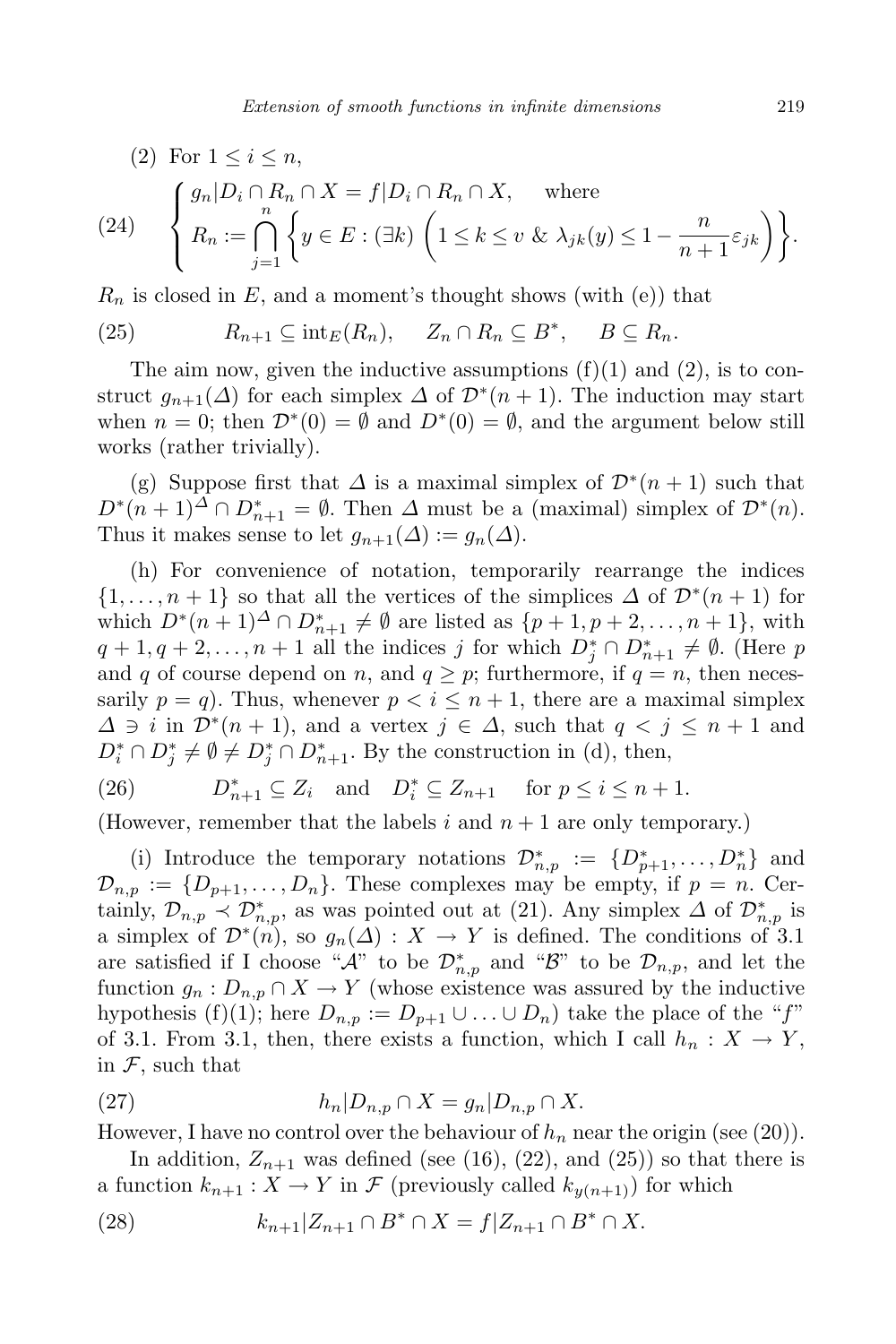(2) For $1 \le i \le n$,

$$
(24) \qquad \begin{cases} g_n|D_i \cap R_n \cap X = f|D_i \cap R_n \cap X, \quad \text{where} \\ R_n := \displaystyle\bigcap_{j=1}^{n} \left\{ y \in E : (\exists k) \left( 1 \le k \le v \;\&\; \lambda_{jk}(y) \le 1 - \frac{n}{n+1}\varepsilon_{jk} \right) \right\}. \end{cases}
$$

$R_n$ is closed in $E$, and a moment's thought shows (with (e)) that

$$
(25) \qquad R_{n+1} \subseteq \operatorname{int}_E(R_n), \quad Z_n \cap R_n \subseteq B^*, \quad B \subseteq R_n.
$$

The aim now, given the inductive assumptions (f)(1) and (2), is to construct $g_{n+1}(\Delta)$ for each simplex $\Delta$ of $\mathcal{D}^*(n+1)$. The induction may start when $n = 0$; then $\mathcal{D}^*(0) = \emptyset$ and $D^*(0) = \emptyset$, and the argument below still works (rather trivially).

(g) Suppose first that $\Delta$ is a maximal simplex of $\mathcal{D}^*(n+1)$ such that $D^*(n+1)^{\Delta} \cap D^*_{n+1} = \emptyset$. Then $\Delta$ must be a (maximal) simplex of $\mathcal{D}^*(n)$. Thus it makes sense to let $g_{n+1}(\Delta) := g_n(\Delta)$.

(h) For convenience of notation, temporarily rearrange the indices $\{1, \ldots, n+1\}$ so that all the vertices of the simplices $\Delta$ of $\mathcal{D}^*(n+1)$ for which $D^*(n+1)^{\Delta} \cap D^*_{n+1} \neq \emptyset$ are listed as $\{p+1, p+2, \ldots, n+1\}$, with $q+1, q+2, \ldots, n+1$ all the indices $j$ for which $D^*_j \cap D^*_{n+1} \neq \emptyset$. (Here $p$ and $q$ of course depend on $n$, and $q \ge p$; furthermore, if $q = n$, then necessarily $p = q$). Thus, whenever $p < i \le n+1$, there are a maximal simplex $\Delta \ni i$ in $\mathcal{D}^*(n+1)$, and a vertex $j \in \Delta$, such that $q < j \le n+1$ and $D^*_i \cap D^*_j \neq \emptyset \neq D^*_j \cap D^*_{n+1}$. By the construction in (d), then,

$$
(26) \qquad D^*_{n+1} \subseteq Z_i \quad \text{and} \quad D^*_i \subseteq Z_{n+1} \quad \text{for } p \le i \le n+1.
$$

(However, remember that the labels $i$ and $n+1$ are only temporary.)

(i) Introduce the temporary notations $\mathcal{D}^*_{n,p} := \{D^*_{p+1}, \ldots, D^*_n\}$ and $\mathcal{D}_{n,p} := \{D_{p+1}, \ldots, D_n\}$. These complexes may be empty, if $p = n$. Certainly, $\mathcal{D}_{n,p} \prec \mathcal{D}^*_{n,p}$, as was pointed out at (21). Any simplex $\Delta$ of $\mathcal{D}^*_{n,p}$ is a simplex of $\mathcal{D}^*(n)$, so $g_n(\Delta) : X \to Y$ is defined. The conditions of 3.1 are satisfied if I choose "$\mathcal{A}$" to be $\mathcal{D}^*_{n,p}$ and "$\mathcal{B}$" to be $\mathcal{D}_{n,p}$, and let the function $g_n : D_{n,p} \cap X \to Y$ (whose existence was assured by the inductive hypothesis (f)(1); here $D_{n,p} := D_{p+1} \cup \ldots \cup D_n$) take the place of the "$f$" of 3.1. From 3.1, then, there exists a function, which I call $h_n : X \to Y$, in $\mathcal{F}$, such that

$$
(27) \qquad h_n|D_{n,p} \cap X = g_n|D_{n,p} \cap X.
$$

However, I have no control over the behaviour of $h_n$ near the origin (see (20)).

In addition, $Z_{n+1}$ was defined (see (16), (22), and (25)) so that there is a function $k_{n+1} : X \to Y$ in $\mathcal{F}$ (previously called $k_{y(n+1)}$) for which

$$
(28) \qquad k_{n+1}|Z_{n+1} \cap B^* \cap X = f|Z_{n+1} \cap B^* \cap X.
$$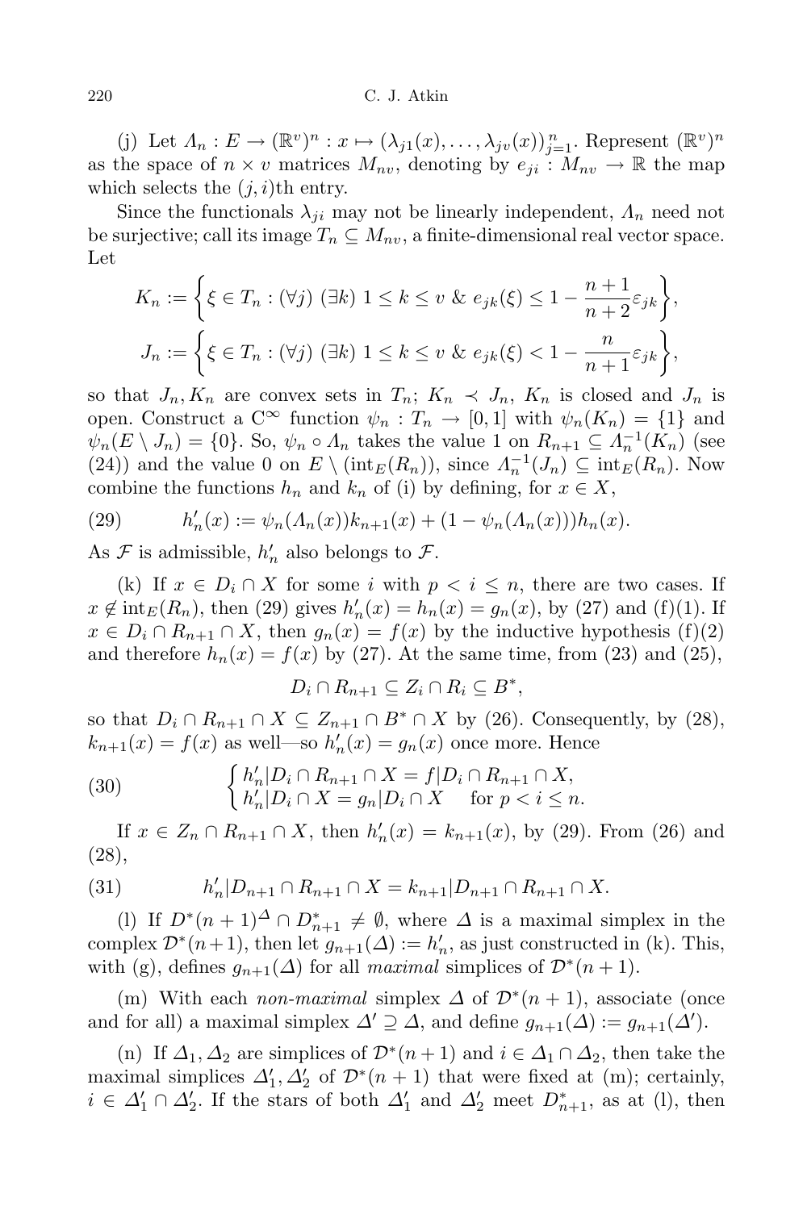(j) Let $\Lambda_n : E \to (\mathbb{R}^v)^n : x \mapsto (\lambda_{j1}(x), \ldots, \lambda_{jv}(x))_{j=1}^n$. Represent $(\mathbb{R}^v)^n$ as the space of $n \times v$ matrices $M_{nv}$, denoting by $e_{ji} : M_{nv} \to \mathbb{R}$ the map which selects the $(j,i)$th entry.

Since the functionals $\lambda_{ji}$ may not be linearly independent, $\Lambda_n$ need not be surjective; call its image $T_n \subseteq M_{nv}$, a finite-dimensional real vector space. Let

$$K_n := \left\{ \xi \in T_n : (\forall j)\ (\exists k)\ 1 \le k \le v \ \&\ e_{jk}(\xi) \le 1 - \frac{n+1}{n+2}\varepsilon_{jk} \right\},$$

$$J_n := \left\{ \xi \in T_n : (\forall j)\ (\exists k)\ 1 \le k \le v \ \&\ e_{jk}(\xi) < 1 - \frac{n}{n+1}\varepsilon_{jk} \right\},$$

so that $J_n, K_n$ are convex sets in $T_n$; $K_n \prec J_n$, $K_n$ is closed and $J_n$ is open. Construct a $C^\infty$ function $\psi_n : T_n \to [0,1]$ with $\psi_n(K_n) = \{1\}$ and $\psi_n(E \setminus J_n) = \{0\}$. So, $\psi_n \circ \Lambda_n$ takes the value 1 on $R_{n+1} \subseteq \Lambda_n^{-1}(K_n)$ (see (24)) and the value 0 on $E \setminus (\mathrm{int}_E(R_n))$, since $\Lambda_n^{-1}(J_n) \subseteq \mathrm{int}_E(R_n)$. Now combine the functions $h_n$ and $k_n$ of (i) by defining, for $x \in X$,

$$h_n'(x) := \psi_n(\Lambda_n(x))k_{n+1}(x) + (1 - \psi_n(\Lambda_n(x)))h_n(x). \tag{29}$$

As $\mathcal{F}$ is admissible, $h_n'$ also belongs to $\mathcal{F}$.

(k) If $x \in D_i \cap X$ for some $i$ with $p < i \le n$, there are two cases. If $x \notin \mathrm{int}_E(R_n)$, then (29) gives $h_n'(x) = h_n(x) = g_n(x)$, by (27) and (f)(1). If $x \in D_i \cap R_{n+1} \cap X$, then $g_n(x) = f(x)$ by the inductive hypothesis (f)(2) and therefore $h_n(x) = f(x)$ by (27). At the same time, from (23) and (25),

$$D_i \cap R_{n+1} \subseteq Z_i \cap R_i \subseteq B^*,$$

so that $D_i \cap R_{n+1} \cap X \subseteq Z_{n+1} \cap B^* \cap X$ by (26). Consequently, by (28), $k_{n+1}(x) = f(x)$ as well—so $h_n'(x) = g_n(x)$ once more. Hence

$$\begin{cases} h_n' | D_i \cap R_{n+1} \cap X = f | D_i \cap R_{n+1} \cap X, \\ h_n' | D_i \cap X = g_n | D_i \cap X \quad \text{for } p < i \le n. \end{cases} \tag{30}$$

If $x \in Z_n \cap R_{n+1} \cap X$, then $h_n'(x) = k_{n+1}(x)$, by (29). From (26) and (28),

$$h_n' | D_{n+1} \cap R_{n+1} \cap X = k_{n+1} | D_{n+1} \cap R_{n+1} \cap X. \tag{31}$$

(l) If $D^*(n+1)^\Delta \cap D_{n+1}^* \neq \emptyset$, where $\Delta$ is a maximal simplex in the complex $\mathcal{D}^*(n+1)$, then let $g_{n+1}(\Delta) := h_n'$, as just constructed in (k). This, with (g), defines $g_{n+1}(\Delta)$ for all *maximal* simplices of $\mathcal{D}^*(n+1)$.

(m) With each *non-maximal* simplex $\Delta$ of $\mathcal{D}^*(n+1)$, associate (once and for all) a maximal simplex $\Delta' \supseteq \Delta$, and define $g_{n+1}(\Delta) := g_{n+1}(\Delta')$.

(n) If $\Delta_1, \Delta_2$ are simplices of $\mathcal{D}^*(n+1)$ and $i \in \Delta_1 \cap \Delta_2$, then take the maximal simplices $\Delta_1', \Delta_2'$ of $\mathcal{D}^*(n+1)$ that were fixed at (m); certainly, $i \in \Delta_1' \cap \Delta_2'$. If the stars of both $\Delta_1'$ and $\Delta_2'$ meet $D_{n+1}^*$, as at (l), then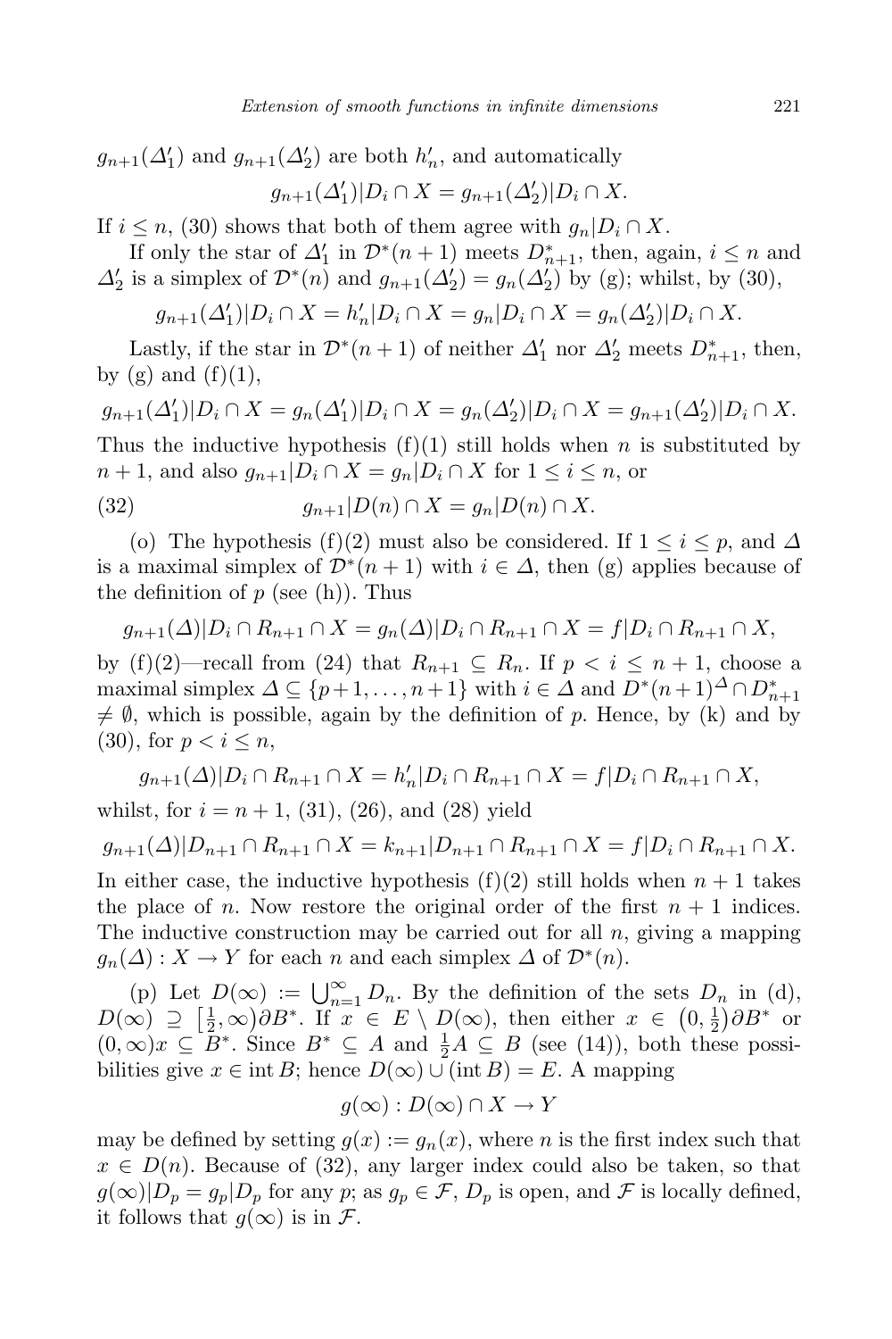$g_{n+1}(\Delta_1')$ and $g_{n+1}(\Delta_2')$ are both $h_n'$, and automatically

$$g_{n+1}(\Delta_1')|D_i \cap X = g_{n+1}(\Delta_2')|D_i \cap X.$$

If $i \le n$, (30) shows that both of them agree with $g_n|D_i \cap X$.

If only the star of $\Delta_1'$ in $\mathcal{D}^*(n+1)$ meets $D_{n+1}^*$, then, again, $i \le n$ and $\Delta_2'$ is a simplex of $\mathcal{D}^*(n)$ and $g_{n+1}(\Delta_2') = g_n(\Delta_2')$ by (g); whilst, by (30),

$$g_{n+1}(\Delta_1')|D_i \cap X = h_n'|D_i \cap X = g_n|D_i \cap X = g_n(\Delta_2')|D_i \cap X.$$

Lastly, if the star in $\mathcal{D}^*(n+1)$ of neither $\Delta_1'$ nor $\Delta_2'$ meets $D_{n+1}^*$, then, by (g) and (f)(1),

$$g_{n+1}(\Delta_1')|D_i \cap X = g_n(\Delta_1')|D_i \cap X = g_n(\Delta_2')|D_i \cap X = g_{n+1}(\Delta_2')|D_i \cap X.$$

Thus the inductive hypothesis (f)(1) still holds when $n$ is substituted by $n+1$, and also $g_{n+1}|D_i \cap X = g_n|D_i \cap X$ for $1 \le i \le n$, or

$$g_{n+1}|D(n) \cap X = g_n|D(n) \cap X. \tag{32}$$

(o) The hypothesis (f)(2) must also be considered. If $1 \le i \le p$, and $\Delta$ is a maximal simplex of $\mathcal{D}^*(n+1)$ with $i \in \Delta$, then (g) applies because of the definition of $p$ (see (h)). Thus

$$g_{n+1}(\Delta)|D_i \cap R_{n+1} \cap X = g_n(\Delta)|D_i \cap R_{n+1} \cap X = f|D_i \cap R_{n+1} \cap X,$$

by (f)(2)—recall from (24) that $R_{n+1} \subseteq R_n$. If $p < i \le n+1$, choose a maximal simplex $\Delta \subseteq \{p+1, \dots, n+1\}$ with $i \in \Delta$ and $D^*(n+1)^\Delta \cap D_{n+1}^* \neq \emptyset$, which is possible, again by the definition of $p$. Hence, by (k) and by (30), for $p < i \le n$,

$$g_{n+1}(\Delta)|D_i \cap R_{n+1} \cap X = h_n'|D_i \cap R_{n+1} \cap X = f|D_i \cap R_{n+1} \cap X,$$

whilst, for $i = n+1$, (31), (26), and (28) yield

$$g_{n+1}(\Delta)|D_{n+1} \cap R_{n+1} \cap X = k_{n+1}|D_{n+1} \cap R_{n+1} \cap X = f|D_i \cap R_{n+1} \cap X.$$

In either case, the inductive hypothesis (f)(2) still holds when $n+1$ takes the place of $n$. Now restore the original order of the first $n+1$ indices. The inductive construction may be carried out for all $n$, giving a mapping $g_n(\Delta) : X \to Y$ for each $n$ and each simplex $\Delta$ of $\mathcal{D}^*(n)$.

(p) Let $D(\infty) := \bigcup_{n=1}^\infty D_n$. By the definition of the sets $D_n$ in (d), $D(\infty) \supseteq [\frac{1}{2}, \infty)\partial B^*$. If $x \in E \setminus D(\infty)$, then either $x \in (0, \frac{1}{2})\partial B^*$ or $(0,\infty)x \subseteq B^*$. Since $B^* \subseteq A$ and $\frac{1}{2}A \subseteq B$ (see (14)), both these possibilities give $x \in \operatorname{int} B$; hence $D(\infty) \cup (\operatorname{int} B) = E$. A mapping

$$g(\infty) : D(\infty) \cap X \to Y$$

may be defined by setting $g(x) := g_n(x)$, where $n$ is the first index such that $x \in D(n)$. Because of (32), any larger index could also be taken, so that $g(\infty)|D_p = g_p|D_p$ for any $p$; as $g_p \in \mathcal{F}$, $D_p$ is open, and $\mathcal{F}$ is locally defined, it follows that $g(\infty)$ is in $\mathcal{F}$.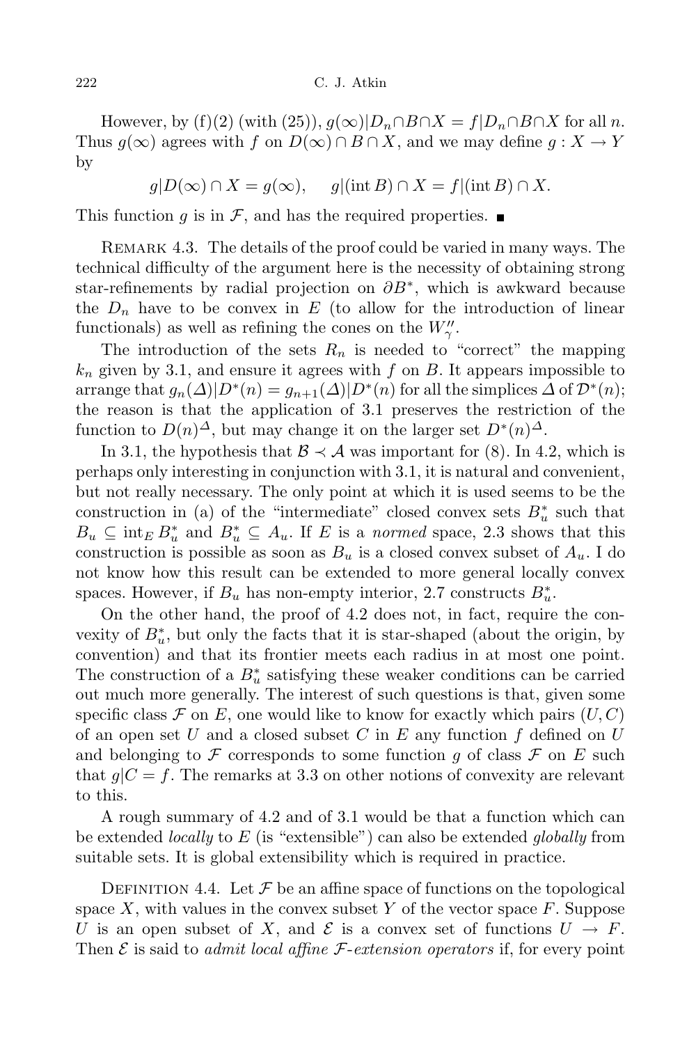However, by (f)(2) (with (25)), $g(\infty)|D_n \cap B \cap X = f|D_n \cap B \cap X$ for all $n$. Thus $g(\infty)$ agrees with $f$ on $D(\infty) \cap B \cap X$, and we may define $g : X \to Y$ by

$$g|D(\infty) \cap X = g(\infty), \quad g|(\operatorname{int} B) \cap X = f|(\operatorname{int} B) \cap X.$$

This function $g$ is in $\mathcal{F}$, and has the required properties. ■

Remark 4.3. The details of the proof could be varied in many ways. The technical difficulty of the argument here is the necessity of obtaining strong star-refinements by radial projection on $\partial B^*$, which is awkward because the $D_n$ have to be convex in $E$ (to allow for the introduction of linear functionals) as well as refining the cones on the $W''_\gamma$.

The introduction of the sets $R_n$ is needed to "correct" the mapping $k_n$ given by 3.1, and ensure it agrees with $f$ on $B$. It appears impossible to arrange that $g_n(\Delta)|D^*(n) = g_{n+1}(\Delta)|D^*(n)$ for all the simplices $\Delta$ of $\mathcal{D}^*(n)$; the reason is that the application of 3.1 preserves the restriction of the function to $D(n)^\Delta$, but may change it on the larger set $D^*(n)^\Delta$.

In 3.1, the hypothesis that $\mathcal{B} \prec \mathcal{A}$ was important for (8). In 4.2, which is perhaps only interesting in conjunction with 3.1, it is natural and convenient, but not really necessary. The only point at which it is used seems to be the construction in (a) of the "intermediate" closed convex sets $B^*_u$ such that $B_u \subseteq \operatorname{int}_E B^*_u$ and $B^*_u \subseteq A_u$. If $E$ is a *normed* space, 2.3 shows that this construction is possible as soon as $B_u$ is a closed convex subset of $A_u$. I do not know how this result can be extended to more general locally convex spaces. However, if $B_u$ has non-empty interior, 2.7 constructs $B^*_u$.

On the other hand, the proof of 4.2 does not, in fact, require the convexity of $B^*_u$, but only the facts that it is star-shaped (about the origin, by convention) and that its frontier meets each radius in at most one point. The construction of a $B^*_u$ satisfying these weaker conditions can be carried out much more generally. The interest of such questions is that, given some specific class $\mathcal{F}$ on $E$, one would like to know for exactly which pairs $(U, C)$ of an open set $U$ and a closed subset $C$ in $E$ any function $f$ defined on $U$ and belonging to $\mathcal{F}$ corresponds to some function $g$ of class $\mathcal{F}$ on $E$ such that $g|C = f$. The remarks at 3.3 on other notions of convexity are relevant to this.

A rough summary of 4.2 and of 3.1 would be that a function which can be extended *locally* to $E$ (is "extensible") can also be extended *globally* from suitable sets. It is global extensibility which is required in practice.

Definition 4.4. Let $\mathcal{F}$ be an affine space of functions on the topological space $X$, with values in the convex subset $Y$ of the vector space $F$. Suppose $U$ is an open subset of $X$, and $\mathcal{E}$ is a convex set of functions $U \to F$. Then $\mathcal{E}$ is said to *admit local affine $\mathcal{F}$-extension operators* if, for every point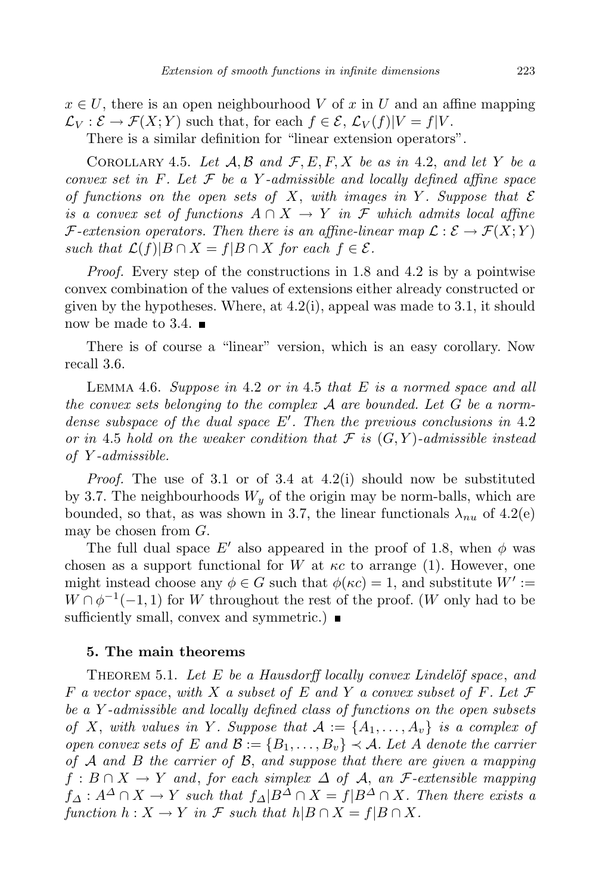$x \in U$, there is an open neighbourhood $V$ of $x$ in $U$ and an affine mapping $\mathcal{L}_V : \mathcal{E} \to \mathcal{F}(X;Y)$ such that, for each $f \in \mathcal{E}$, $\mathcal{L}_V(f)|V = f|V$.

There is a similar definition for "linear extension operators".

Corollary 4.5. *Let $\mathcal{A}, \mathcal{B}$ and $\mathcal{F}, E, F, X$ be as in* 4.2, *and let $Y$ be a convex set in $F$. Let $\mathcal{F}$ be a $Y$-admissible and locally defined affine space of functions on the open sets of $X$, with images in $Y$. Suppose that $\mathcal{E}$ is a convex set of functions $A \cap X \to Y$ in $\mathcal{F}$ which admits local affine $\mathcal{F}$-extension operators. Then there is an affine-linear map $\mathcal{L} : \mathcal{E} \to \mathcal{F}(X;Y)$ such that $\mathcal{L}(f)|B \cap X = f|B \cap X$ for each $f \in \mathcal{E}$.*

*Proof.* Every step of the constructions in 1.8 and 4.2 is by a pointwise convex combination of the values of extensions either already constructed or given by the hypotheses. Where, at 4.2(i), appeal was made to 3.1, it should now be made to 3.4. ∎

There is of course a "linear" version, which is an easy corollary. Now recall 3.6.

Lemma 4.6. *Suppose in* 4.2 *or in* 4.5 *that $E$ is a normed space and all the convex sets belonging to the complex $\mathcal{A}$ are bounded. Let $G$ be a norm-dense subspace of the dual space $E'$. Then the previous conclusions in* 4.2 *or in* 4.5 *hold on the weaker condition that $\mathcal{F}$ is $(G,Y)$-admissible instead of $Y$-admissible.*

*Proof.* The use of 3.1 or of 3.4 at 4.2(i) should now be substituted by 3.7. The neighbourhoods $W_y$ of the origin may be norm-balls, which are bounded, so that, as was shown in 3.7, the linear functionals $\lambda_{nu}$ of 4.2(e) may be chosen from $G$.

The full dual space $E'$ also appeared in the proof of 1.8, when $\phi$ was chosen as a support functional for $W$ at $\kappa c$ to arrange (1). However, one might instead choose any $\phi \in G$ such that $\phi(\kappa c) = 1$, and substitute $W' := W \cap \phi^{-1}(-1,1)$ for $W$ throughout the rest of the proof. ($W$ only had to be sufficiently small, convex and symmetric.) ∎

## 5. The main theorems

Theorem 5.1. *Let $E$ be a Hausdorff locally convex Lindelöf space, and $F$ a vector space, with $X$ a subset of $E$ and $Y$ a convex subset of $F$. Let $\mathcal{F}$ be a $Y$-admissible and locally defined class of functions on the open subsets of $X$, with values in $Y$. Suppose that $\mathcal{A} := \{A_1, \ldots, A_v\}$ is a complex of open convex sets of $E$ and $\mathcal{B} := \{B_1, \ldots, B_v\} \prec \mathcal{A}$. Let $A$ denote the carrier of $\mathcal{A}$ and $B$ the carrier of $\mathcal{B}$, and suppose that there are given a mapping $f : B \cap X \to Y$ and, for each simplex $\Delta$ of $\mathcal{A}$, an $\mathcal{F}$-extensible mapping $f_\Delta : A^\Delta \cap X \to Y$ such that $f_\Delta | B^\Delta \cap X = f | B^\Delta \cap X$. Then there exists a function $h : X \to Y$ in $\mathcal{F}$ such that $h|B \cap X = f|B \cap X$.*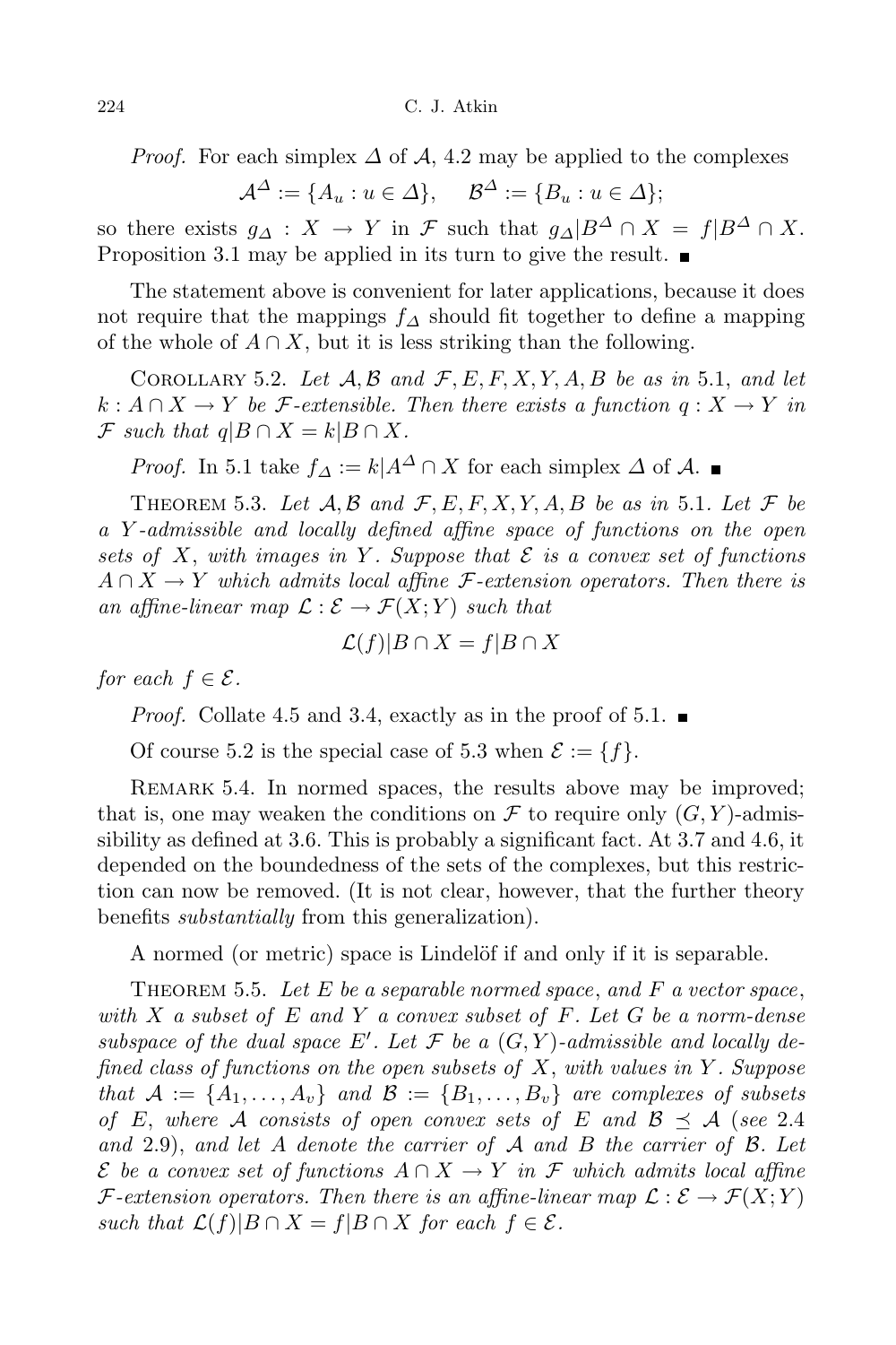*Proof.* For each simplex $\Delta$ of $\mathcal{A}$, 4.2 may be applied to the complexes

$$\mathcal{A}^\Delta := \{A_u : u \in \Delta\}, \quad \mathcal{B}^\Delta := \{B_u : u \in \Delta\};$$

so there exists $g_\Delta : X \to Y$ in $\mathcal{F}$ such that $g_\Delta | B^\Delta \cap X = f | B^\Delta \cap X$. Proposition 3.1 may be applied in its turn to give the result. ∎

The statement above is convenient for later applications, because it does not require that the mappings $f_\Delta$ should fit together to define a mapping of the whole of $A \cap X$, but it is less striking than the following.

COROLLARY 5.2. *Let $\mathcal{A}, \mathcal{B}$ and $\mathcal{F}, E, F, X, Y, A, B$ be as in* 5.1, *and let $k : A \cap X \to Y$ be $\mathcal{F}$-extensible. Then there exists a function $q : X \to Y$ in $\mathcal{F}$ such that $q | B \cap X = k | B \cap X$.*

*Proof.* In 5.1 take $f_\Delta := k | A^\Delta \cap X$ for each simplex $\Delta$ of $\mathcal{A}$. ∎

THEOREM 5.3. *Let $\mathcal{A}, \mathcal{B}$ and $\mathcal{F}, E, F, X, Y, A, B$ be as in* 5.1. *Let $\mathcal{F}$ be a $Y$-admissible and locally defined affine space of functions on the open sets of $X$, with images in $Y$. Suppose that $\mathcal{E}$ is a convex set of functions $A \cap X \to Y$ which admits local affine $\mathcal{F}$-extension operators. Then there is an affine-linear map $\mathcal{L} : \mathcal{E} \to \mathcal{F}(X; Y)$ such that*

$$\mathcal{L}(f) | B \cap X = f | B \cap X$$

*for each $f \in \mathcal{E}$.*

*Proof.* Collate 4.5 and 3.4, exactly as in the proof of 5.1. ∎

Of course 5.2 is the special case of 5.3 when $\mathcal{E} := \{f\}$.

REMARK 5.4. In normed spaces, the results above may be improved; that is, one may weaken the conditions on $\mathcal{F}$ to require only $(G, Y)$-admissibility as defined at 3.6. This is probably a significant fact. At 3.7 and 4.6, it depended on the boundedness of the sets of the complexes, but this restriction can now be removed. (It is not clear, however, that the further theory benefits *substantially* from this generalization).

A normed (or metric) space is Lindelöf if and only if it is separable.

THEOREM 5.5. *Let $E$ be a separable normed space, and $F$ a vector space, with $X$ a subset of $E$ and $Y$ a convex subset of $F$. Let $G$ be a norm-dense subspace of the dual space $E'$. Let $\mathcal{F}$ be a $(G, Y)$-admissible and locally defined class of functions on the open subsets of $X$, with values in $Y$. Suppose that $\mathcal{A} := \{A_1, \ldots, A_v\}$ and $\mathcal{B} := \{B_1, \ldots, B_v\}$ are complexes of subsets of $E$, where $\mathcal{A}$ consists of open convex sets of $E$ and $\mathcal{B} \preceq \mathcal{A}$* (*see* 2.4 *and* 2.9), *and let $A$ denote the carrier of $\mathcal{A}$ and $B$ the carrier of $\mathcal{B}$. Let $\mathcal{E}$ be a convex set of functions $A \cap X \to Y$ in $\mathcal{F}$ which admits local affine $\mathcal{F}$-extension operators. Then there is an affine-linear map $\mathcal{L} : \mathcal{E} \to \mathcal{F}(X; Y)$ such that $\mathcal{L}(f) | B \cap X = f | B \cap X$ for each $f \in \mathcal{E}$.*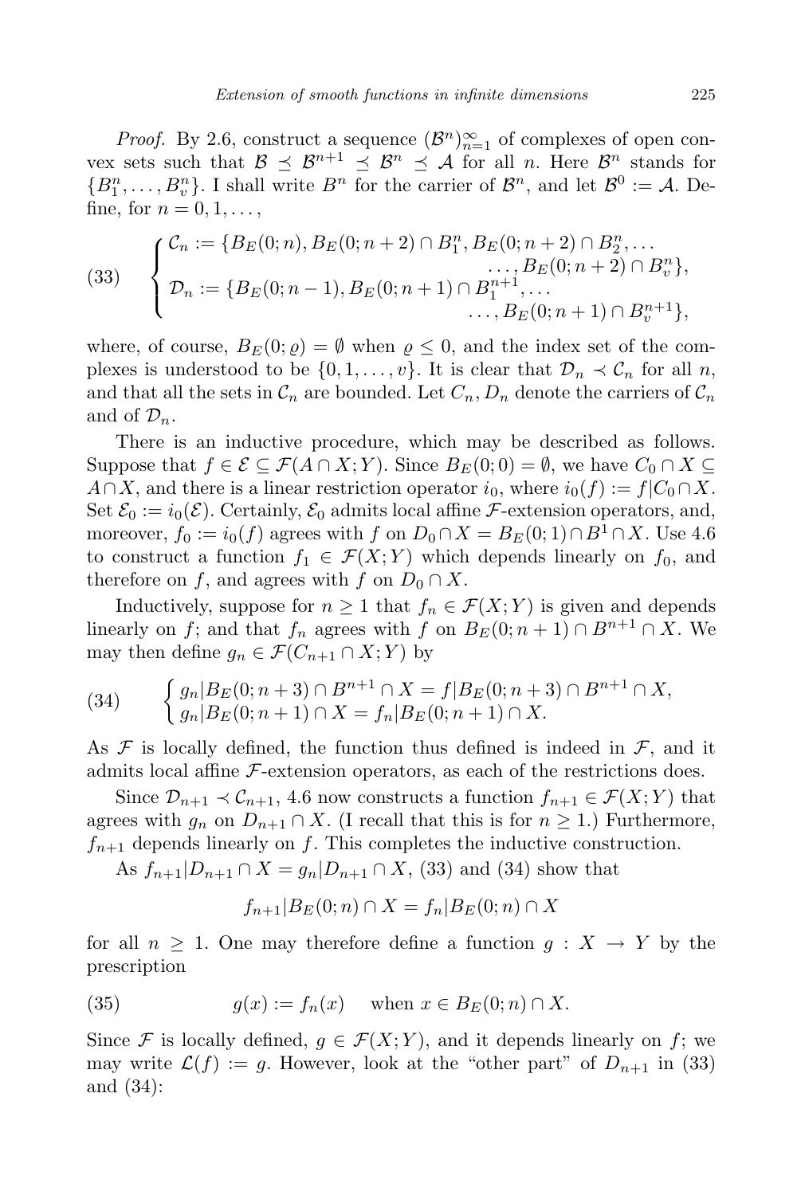*Proof.* By 2.6, construct a sequence $(\mathcal{B}^n)_{n=1}^\infty$ of complexes of open convex sets such that $\mathcal{B} \preceq \mathcal{B}^{n+1} \preceq \mathcal{B}^n \preceq \mathcal{A}$ for all $n$. Here $\mathcal{B}^n$ stands for $\{B_1^n, \ldots, B_v^n\}$. I shall write $B^n$ for the carrier of $\mathcal{B}^n$, and let $\mathcal{B}^0 := \mathcal{A}$. Define, for $n = 0, 1, \ldots,$

$$
(33) \qquad \begin{cases} \mathcal{C}_n := \{B_E(0;n), B_E(0;n+2) \cap B_1^n, B_E(0;n+2) \cap B_2^n, \ldots \\ \qquad\qquad\qquad\qquad\qquad\qquad\qquad \ldots, B_E(0;n+2) \cap B_v^n\}, \\ \mathcal{D}_n := \{B_E(0;n-1), B_E(0;n+1) \cap B_1^{n+1}, \ldots \\ \qquad\qquad\qquad\qquad\qquad\qquad\qquad \ldots, B_E(0;n+1) \cap B_v^{n+1}\}, \end{cases}
$$

where, of course, $B_E(0;\varrho) = \emptyset$ when $\varrho \leq 0$, and the index set of the complexes is understood to be $\{0, 1, \ldots, v\}$. It is clear that $\mathcal{D}_n \prec \mathcal{C}_n$ for all $n$, and that all the sets in $\mathcal{C}_n$ are bounded. Let $C_n, D_n$ denote the carriers of $\mathcal{C}_n$ and of $\mathcal{D}_n$.

There is an inductive procedure, which may be described as follows. Suppose that $f \in \mathcal{E} \subseteq \mathcal{F}(A \cap X; Y)$. Since $B_E(0;0) = \emptyset$, we have $C_0 \cap X \subseteq A \cap X$, and there is a linear restriction operator $i_0$, where $i_0(f) := f|C_0 \cap X$. Set $\mathcal{E}_0 := i_0(\mathcal{E})$. Certainly, $\mathcal{E}_0$ admits local affine $\mathcal{F}$-extension operators, and, moreover, $f_0 := i_0(f)$ agrees with $f$ on $D_0 \cap X = B_E(0;1) \cap B^1 \cap X$. Use 4.6 to construct a function $f_1 \in \mathcal{F}(X;Y)$ which depends linearly on $f_0$, and therefore on $f$, and agrees with $f$ on $D_0 \cap X$.

Inductively, suppose for $n \geq 1$ that $f_n \in \mathcal{F}(X;Y)$ is given and depends linearly on $f$; and that $f_n$ agrees with $f$ on $B_E(0;n+1) \cap B^{n+1} \cap X$. We may then define $g_n \in \mathcal{F}(C_{n+1} \cap X; Y)$ by

$$
(34) \qquad \begin{cases} g_n | B_E(0;n+3) \cap B^{n+1} \cap X = f | B_E(0;n+3) \cap B^{n+1} \cap X, \\ g_n | B_E(0;n+1) \cap X = f_n | B_E(0;n+1) \cap X. \end{cases}
$$

As $\mathcal{F}$ is locally defined, the function thus defined is indeed in $\mathcal{F}$, and it admits local affine $\mathcal{F}$-extension operators, as each of the restrictions does.

Since $\mathcal{D}_{n+1} \prec \mathcal{C}_{n+1}$, 4.6 now constructs a function $f_{n+1} \in \mathcal{F}(X;Y)$ that agrees with $g_n$ on $D_{n+1} \cap X$. (I recall that this is for $n \geq 1$.) Furthermore, $f_{n+1}$ depends linearly on $f$. This completes the inductive construction.

As $f_{n+1}|D_{n+1} \cap X = g_n|D_{n+1} \cap X$, (33) and (34) show that

$$
f_{n+1}|B_E(0;n) \cap X = f_n|B_E(0;n) \cap X
$$

for all $n \geq 1$. One may therefore define a function $g : X \to Y$ by the prescription

$$
(35) \qquad g(x) := f_n(x) \quad \text{ when } x \in B_E(0;n) \cap X.
$$

Since $\mathcal{F}$ is locally defined, $g \in \mathcal{F}(X;Y)$, and it depends linearly on $f$; we may write $\mathcal{L}(f) := g$. However, look at the "other part" of $D_{n+1}$ in (33) and (34):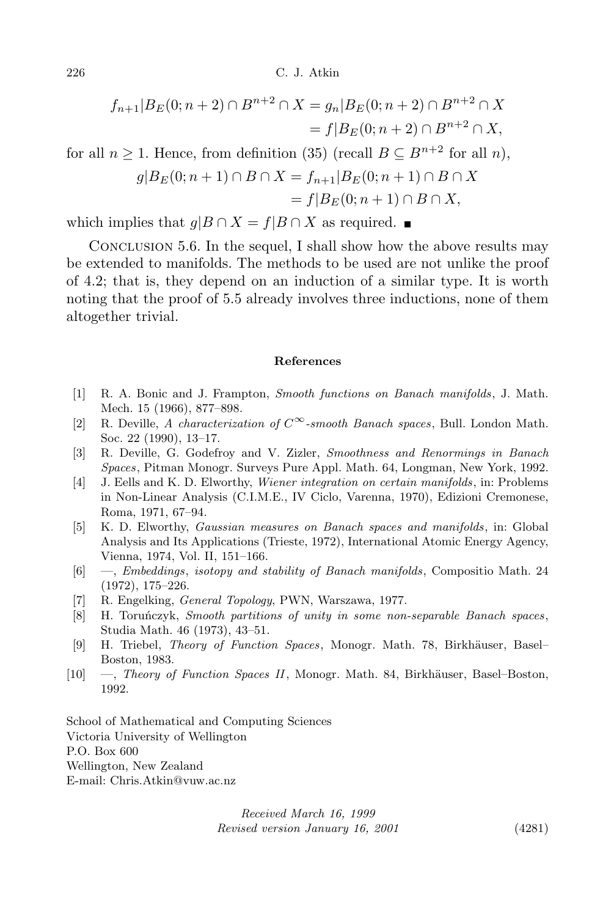$$
\begin{aligned}
f_{n+1}|B_E(0;n+2)\cap B^{n+2}\cap X &= g_n|B_E(0;n+2)\cap B^{n+2}\cap X\\
&= f|B_E(0;n+2)\cap B^{n+2}\cap X,
\end{aligned}
$$

for all $n \geq 1$. Hence, from definition (35) (recall $B \subseteq B^{n+2}$ for all $n$),

$$
\begin{aligned}
g|B_E(0;n+1)\cap B\cap X &= f_{n+1}|B_E(0;n+1)\cap B\cap X\\
&= f|B_E(0;n+1)\cap B\cap X,
\end{aligned}
$$

which implies that $g|B \cap X = f|B \cap X$ as required. ∎

Conclusion 5.6. In the sequel, I shall show how the above results may be extended to manifolds. The methods to be used are not unlike the proof of 4.2; that is, they depend on an induction of a similar type. It is worth noting that the proof of 5.5 already involves three inductions, none of them altogether trivial.

## References

[1] R. A. Bonic and J. Frampton, *Smooth functions on Banach manifolds*, J. Math. Mech. 15 (1966), 877–898.

[2] R. Deville, *A characterization of $C^\infty$-smooth Banach spaces*, Bull. London Math. Soc. 22 (1990), 13–17.

[3] R. Deville, G. Godefroy and V. Zizler, *Smoothness and Renormings in Banach Spaces*, Pitman Monogr. Surveys Pure Appl. Math. 64, Longman, New York, 1992.

[4] J. Eells and K. D. Elworthy, *Wiener integration on certain manifolds*, in: Problems in Non-Linear Analysis (C.I.M.E., IV Ciclo, Varenna, 1970), Edizioni Cremonese, Roma, 1971, 67–94.

[5] K. D. Elworthy, *Gaussian measures on Banach spaces and manifolds*, in: Global Analysis and Its Applications (Trieste, 1972), International Atomic Energy Agency, Vienna, 1974, Vol. II, 151–166.

[6] —, *Embeddings, isotopy and stability of Banach manifolds*, Compositio Math. 24 (1972), 175–226.

[7] R. Engelking, *General Topology*, PWN, Warszawa, 1977.

[8] H. Toruńczyk, *Smooth partitions of unity in some non-separable Banach spaces*, Studia Math. 46 (1973), 43–51.

[9] H. Triebel, *Theory of Function Spaces*, Monogr. Math. 78, Birkhäuser, Basel–Boston, 1983.

[10] —, *Theory of Function Spaces II*, Monogr. Math. 84, Birkhäuser, Basel–Boston, 1992.

School of Mathematical and Computing Sciences
Victoria University of Wellington
P.O. Box 600
Wellington, New Zealand
E-mail: Chris.Atkin@vuw.ac.nz

*Received March 16, 1999*
*Revised version January 16, 2001* (4281)